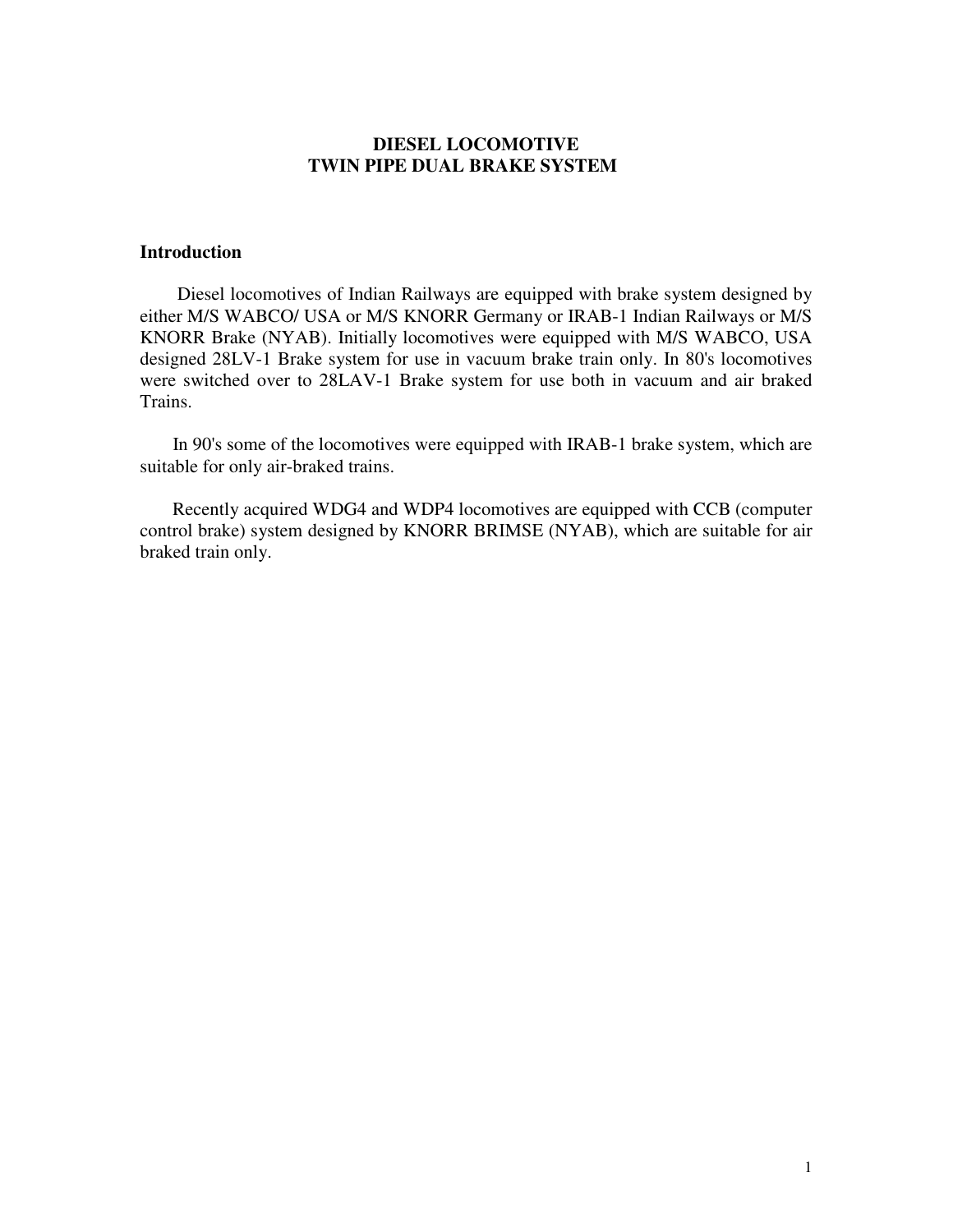# DIESEL LOCOMOTIVE
# TWIN PIPE DUAL BRAKE SYSTEM

## Introduction

Diesel locomotives of Indian Railways are equipped with brake system designed by either M/S WABCO/ USA or M/S KNORR Germany or IRAB-1 Indian Railways or M/S KNORR Brake (NYAB). Initially locomotives were equipped with M/S WABCO, USA designed 28LV-1 Brake system for use in vacuum brake train only. In 80's locomotives were switched over to 28LAV-1 Brake system for use both in vacuum and air braked Trains.

In 90's some of the locomotives were equipped with IRAB-1 brake system, which are suitable for only air-braked trains.

Recently acquired WDG4 and WDP4 locomotives are equipped with CCB (computer control brake) system designed by KNORR BRIMSE (NYAB), which are suitable for air braked train only.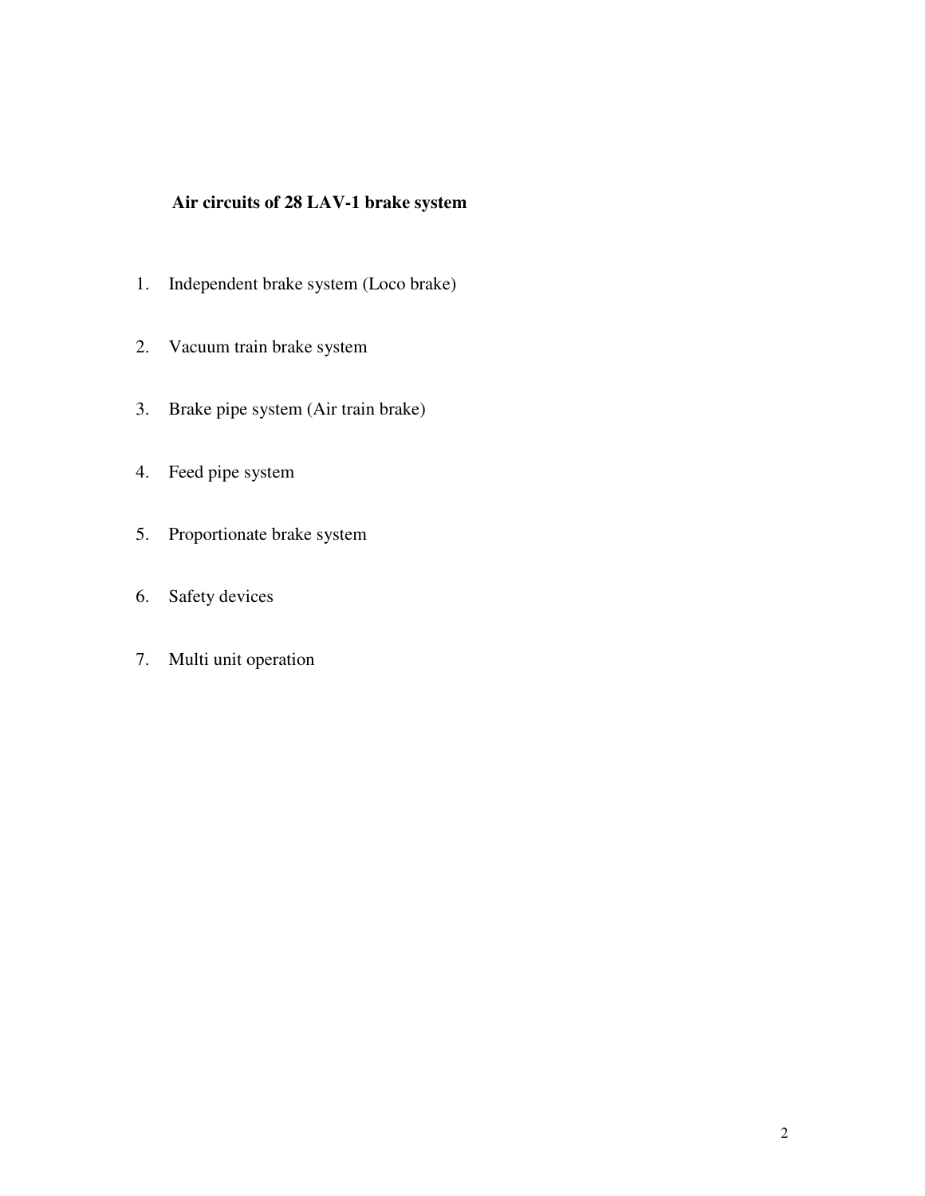## Air circuits of 28 LAV-1 brake system

1. Independent brake system (Loco brake)
2. Vacuum train brake system
3. Brake pipe system (Air train brake)
4. Feed pipe system
5. Proportionate brake system
6. Safety devices
7. Multi unit operation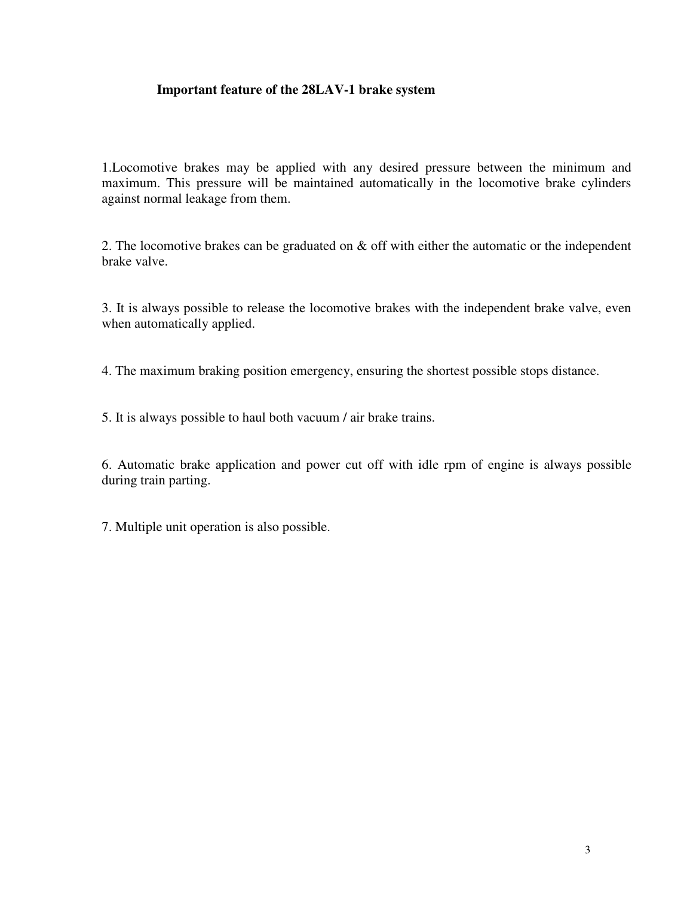## Important feature of the 28LAV-1 brake system

1.Locomotive brakes may be applied with any desired pressure between the minimum and maximum. This pressure will be maintained automatically in the locomotive brake cylinders against normal leakage from them.

2. The locomotive brakes can be graduated on & off with either the automatic or the independent brake valve.

3. It is always possible to release the locomotive brakes with the independent brake valve, even when automatically applied.

4. The maximum braking position emergency, ensuring the shortest possible stops distance.

5. It is always possible to haul both vacuum / air brake trains.

6. Automatic brake application and power cut off with idle rpm of engine is always possible during train parting.

7. Multiple unit operation is also possible.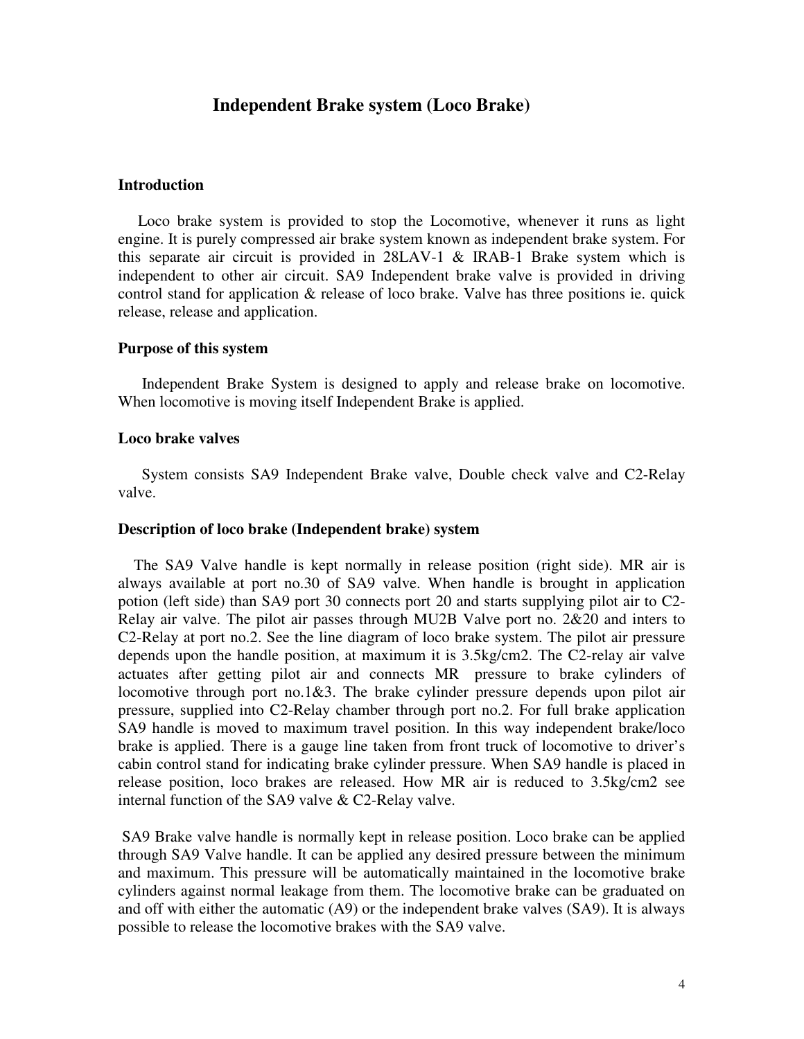# Independent Brake system (Loco Brake)

### Introduction

Loco brake system is provided to stop the Locomotive, whenever it runs as light engine. It is purely compressed air brake system known as independent brake system. For this separate air circuit is provided in 28LAV-1 & IRAB-1 Brake system which is independent to other air circuit. SA9 Independent brake valve is provided in driving control stand for application & release of loco brake. Valve has three positions ie. quick release, release and application.

### Purpose of this system

Independent Brake System is designed to apply and release brake on locomotive. When locomotive is moving itself Independent Brake is applied.

### Loco brake valves

System consists SA9 Independent Brake valve, Double check valve and C2-Relay valve.

### Description of loco brake (Independent brake) system

The SA9 Valve handle is kept normally in release position (right side). MR air is always available at port no.30 of SA9 valve. When handle is brought in application potion (left side) than SA9 port 30 connects port 20 and starts supplying pilot air to C2-Relay air valve. The pilot air passes through MU2B Valve port no. 2&20 and inters to C2-Relay at port no.2. See the line diagram of loco brake system. The pilot air pressure depends upon the handle position, at maximum it is 3.5kg/cm2. The C2-relay air valve actuates after getting pilot air and connects MR pressure to brake cylinders of locomotive through port no.1&3. The brake cylinder pressure depends upon pilot air pressure, supplied into C2-Relay chamber through port no.2. For full brake application SA9 handle is moved to maximum travel position. In this way independent brake/loco brake is applied. There is a gauge line taken from front truck of locomotive to driver's cabin control stand for indicating brake cylinder pressure. When SA9 handle is placed in release position, loco brakes are released. How MR air is reduced to 3.5kg/cm2 see internal function of the SA9 valve & C2-Relay valve.

SA9 Brake valve handle is normally kept in release position. Loco brake can be applied through SA9 Valve handle. It can be applied any desired pressure between the minimum and maximum. This pressure will be automatically maintained in the locomotive brake cylinders against normal leakage from them. The locomotive brake can be graduated on and off with either the automatic (A9) or the independent brake valves (SA9). It is always possible to release the locomotive brakes with the SA9 valve.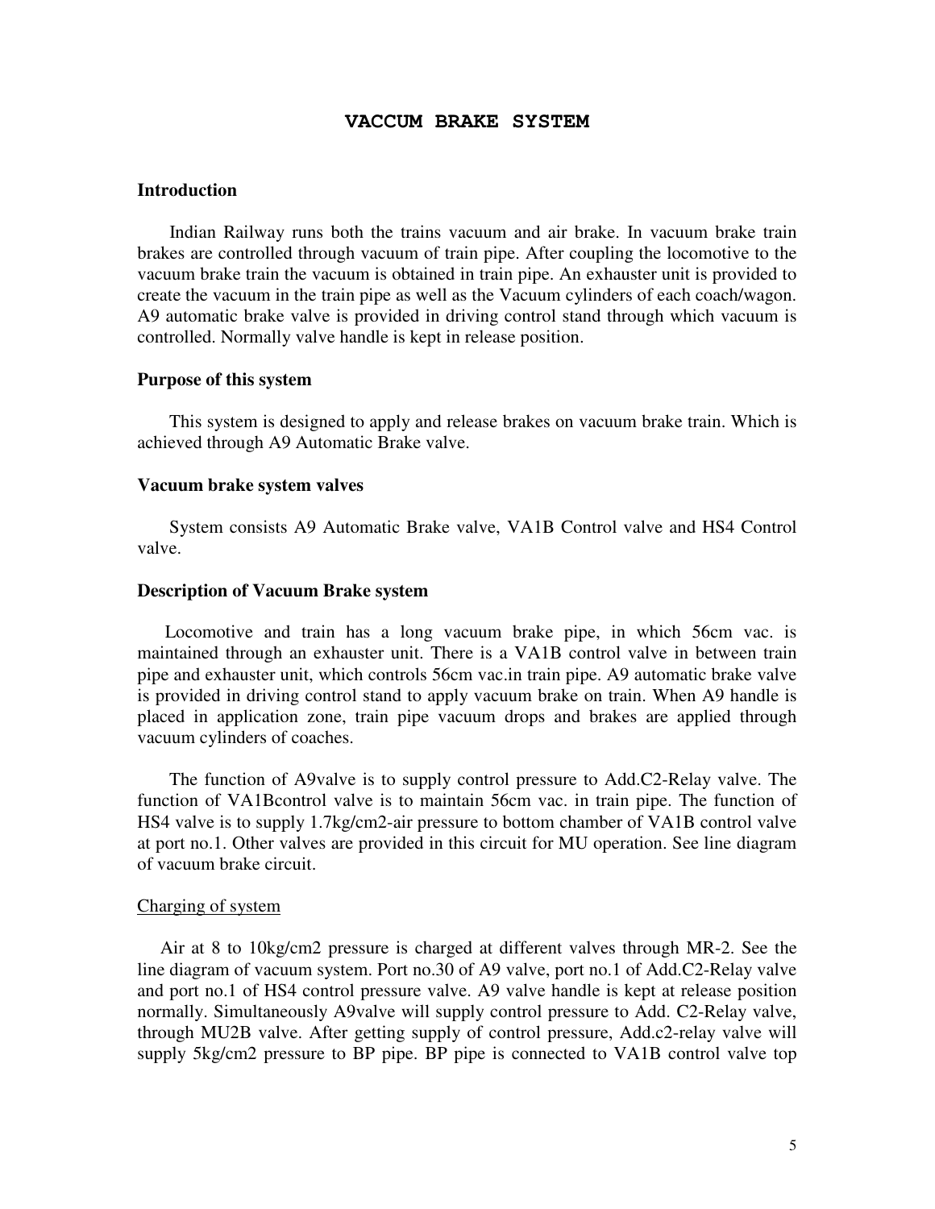# VACCUM BRAKE SYSTEM

### Introduction

Indian Railway runs both the trains vacuum and air brake. In vacuum brake train brakes are controlled through vacuum of train pipe. After coupling the locomotive to the vacuum brake train the vacuum is obtained in train pipe. An exhauster unit is provided to create the vacuum in the train pipe as well as the Vacuum cylinders of each coach/wagon. A9 automatic brake valve is provided in driving control stand through which vacuum is controlled. Normally valve handle is kept in release position.

### Purpose of this system

This system is designed to apply and release brakes on vacuum brake train. Which is achieved through A9 Automatic Brake valve.

### Vacuum brake system valves

System consists A9 Automatic Brake valve, VA1B Control valve and HS4 Control valve.

### Description of Vacuum Brake system

Locomotive and train has a long vacuum brake pipe, in which 56cm vac. is maintained through an exhauster unit. There is a VA1B control valve in between train pipe and exhauster unit, which controls 56cm vac.in train pipe. A9 automatic brake valve is provided in driving control stand to apply vacuum brake on train. When A9 handle is placed in application zone, train pipe vacuum drops and brakes are applied through vacuum cylinders of coaches.

The function of A9valve is to supply control pressure to Add.C2-Relay valve. The function of VA1Bcontrol valve is to maintain 56cm vac. in train pipe. The function of HS4 valve is to supply 1.7kg/cm2-air pressure to bottom chamber of VA1B control valve at port no.1. Other valves are provided in this circuit for MU operation. See line diagram of vacuum brake circuit.

<u>Charging of system</u>

Air at 8 to 10kg/cm2 pressure is charged at different valves through MR-2. See the line diagram of vacuum system. Port no.30 of A9 valve, port no.1 of Add.C2-Relay valve and port no.1 of HS4 control pressure valve. A9 valve handle is kept at release position normally. Simultaneously A9valve will supply control pressure to Add. C2-Relay valve, through MU2B valve. After getting supply of control pressure, Add.c2-relay valve will supply 5kg/cm2 pressure to BP pipe. BP pipe is connected to VA1B control valve top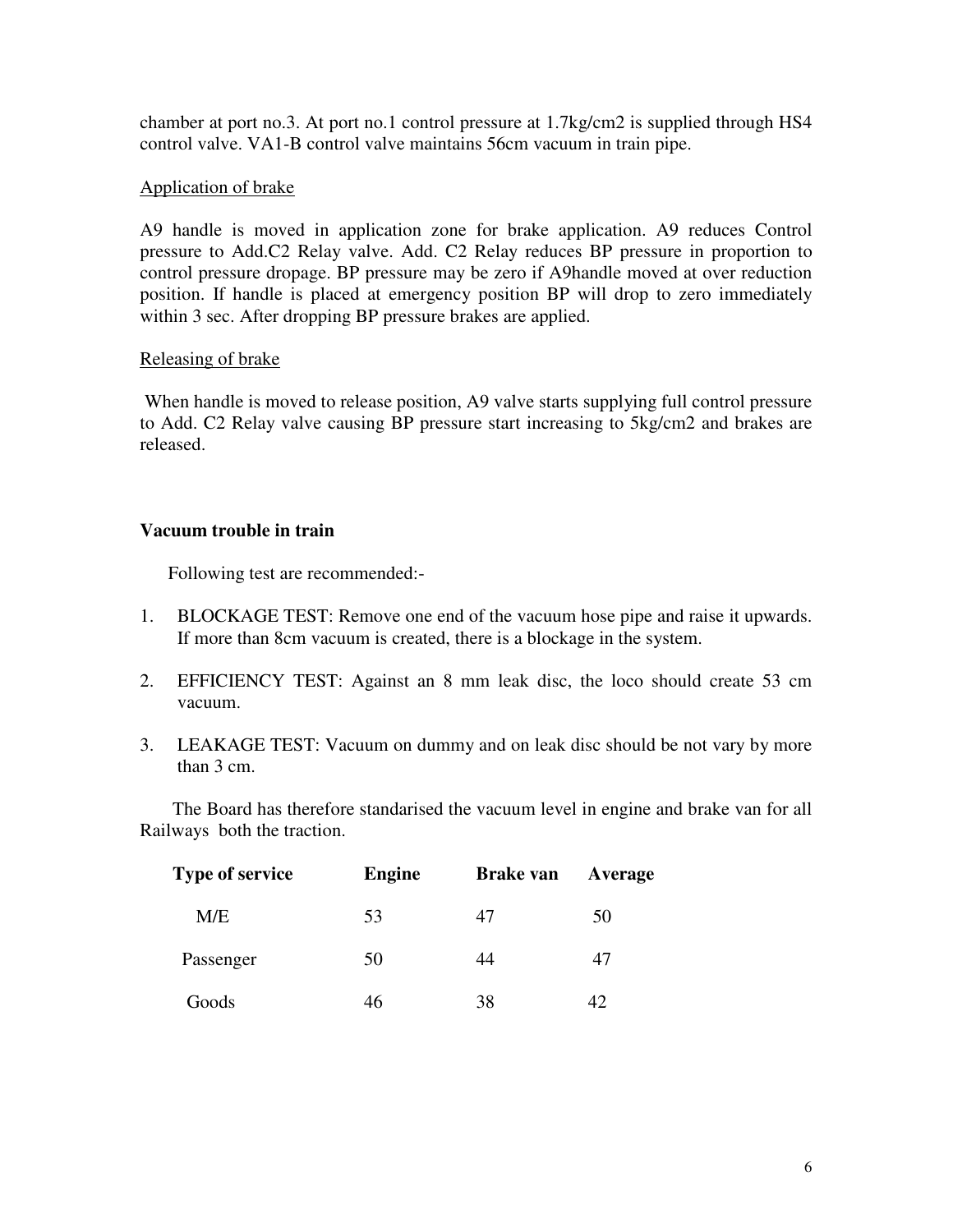chamber at port no.3. At port no.1 control pressure at 1.7kg/cm2 is supplied through HS4 control valve. VA1-B control valve maintains 56cm vacuum in train pipe.

Application of brake

A9 handle is moved in application zone for brake application. A9 reduces Control pressure to Add.C2 Relay valve. Add. C2 Relay reduces BP pressure in proportion to control pressure dropage. BP pressure may be zero if A9handle moved at over reduction position. If handle is placed at emergency position BP will drop to zero immediately within 3 sec. After dropping BP pressure brakes are applied.

Releasing of brake

When handle is moved to release position, A9 valve starts supplying full control pressure to Add. C2 Relay valve causing BP pressure start increasing to 5kg/cm2 and brakes are released.

**Vacuum trouble in train**

Following test are recommended:-

1. BLOCKAGE TEST: Remove one end of the vacuum hose pipe and raise it upwards. If more than 8cm vacuum is created, there is a blockage in the system.

2. EFFICIENCY TEST: Against an 8 mm leak disc, the loco should create 53 cm vacuum.

3. LEAKAGE TEST: Vacuum on dummy and on leak disc should be not vary by more than 3 cm.

The Board has therefore standarised the vacuum level in engine and brake van for all Railways both the traction.

| Type of service | Engine | Brake van | Average |
|---|---|---|---|
| M/E | 53 | 47 | 50 |
| Passenger | 50 | 44 | 47 |
| Goods | 46 | 38 | 42 |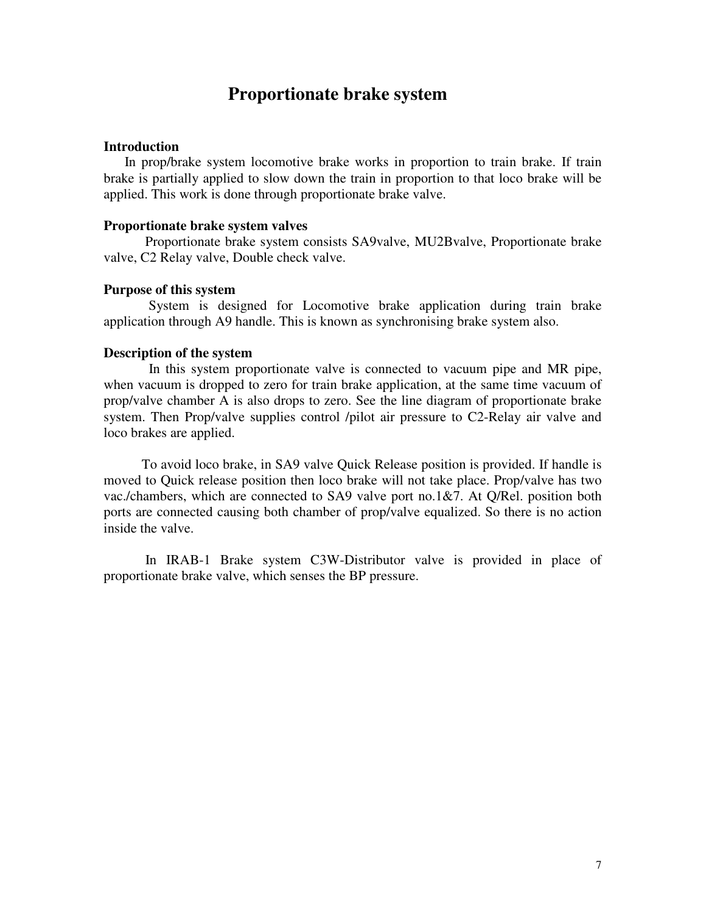# Proportionate brake system

### Introduction

In prop/brake system locomotive brake works in proportion to train brake. If train brake is partially applied to slow down the train in proportion to that loco brake will be applied. This work is done through proportionate brake valve.

### Proportionate brake system valves

Proportionate brake system consists SA9valve, MU2Bvalve, Proportionate brake valve, C2 Relay valve, Double check valve.

### Purpose of this system

System is designed for Locomotive brake application during train brake application through A9 handle. This is known as synchronising brake system also.

### Description of the system

In this system proportionate valve is connected to vacuum pipe and MR pipe, when vacuum is dropped to zero for train brake application, at the same time vacuum of prop/valve chamber A is also drops to zero. See the line diagram of proportionate brake system. Then Prop/valve supplies control /pilot air pressure to C2-Relay air valve and loco brakes are applied.

To avoid loco brake, in SA9 valve Quick Release position is provided. If handle is moved to Quick release position then loco brake will not take place. Prop/valve has two vac./chambers, which are connected to SA9 valve port no.1&7. At Q/Rel. position both ports are connected causing both chamber of prop/valve equalized. So there is no action inside the valve.

In IRAB-1 Brake system C3W-Distributor valve is provided in place of proportionate brake valve, which senses the BP pressure.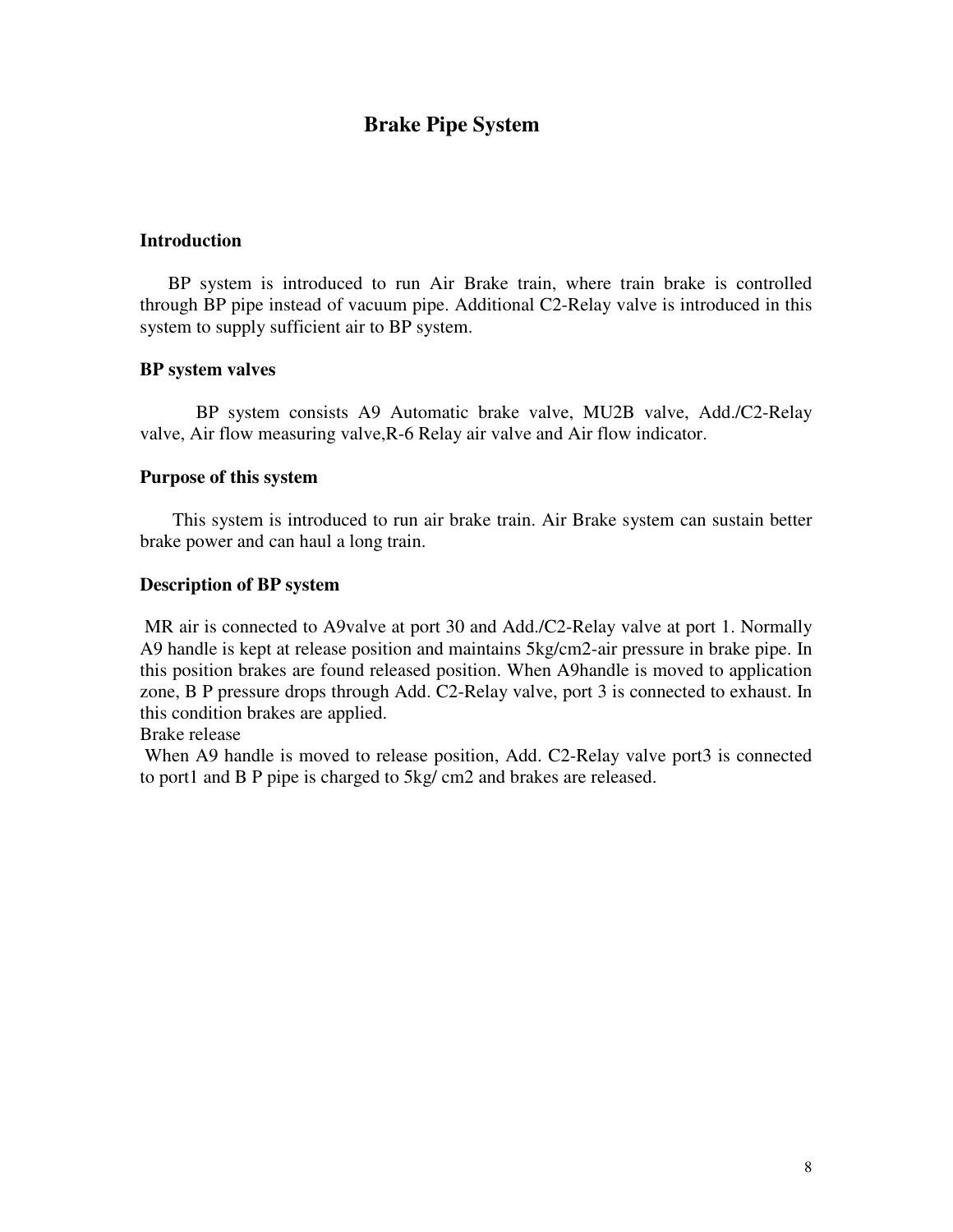# Brake Pipe System

### Introduction

BP system is introduced to run Air Brake train, where train brake is controlled through BP pipe instead of vacuum pipe. Additional C2-Relay valve is introduced in this system to supply sufficient air to BP system.

### BP system valves

BP system consists A9 Automatic brake valve, MU2B valve, Add./C2-Relay valve, Air flow measuring valve,R-6 Relay air valve and Air flow indicator.

### Purpose of this system

This system is introduced to run air brake train. Air Brake system can sustain better brake power and can haul a long train.

### Description of BP system

MR air is connected to A9valve at port 30 and Add./C2-Relay valve at port 1. Normally A9 handle is kept at release position and maintains 5kg/cm2-air pressure in brake pipe. In this position brakes are found released position. When A9handle is moved to application zone, B P pressure drops through Add. C2-Relay valve, port 3 is connected to exhaust. In this condition brakes are applied.

Brake release

When A9 handle is moved to release position, Add. C2-Relay valve port3 is connected to port1 and B P pipe is charged to 5kg/ cm2 and brakes are released.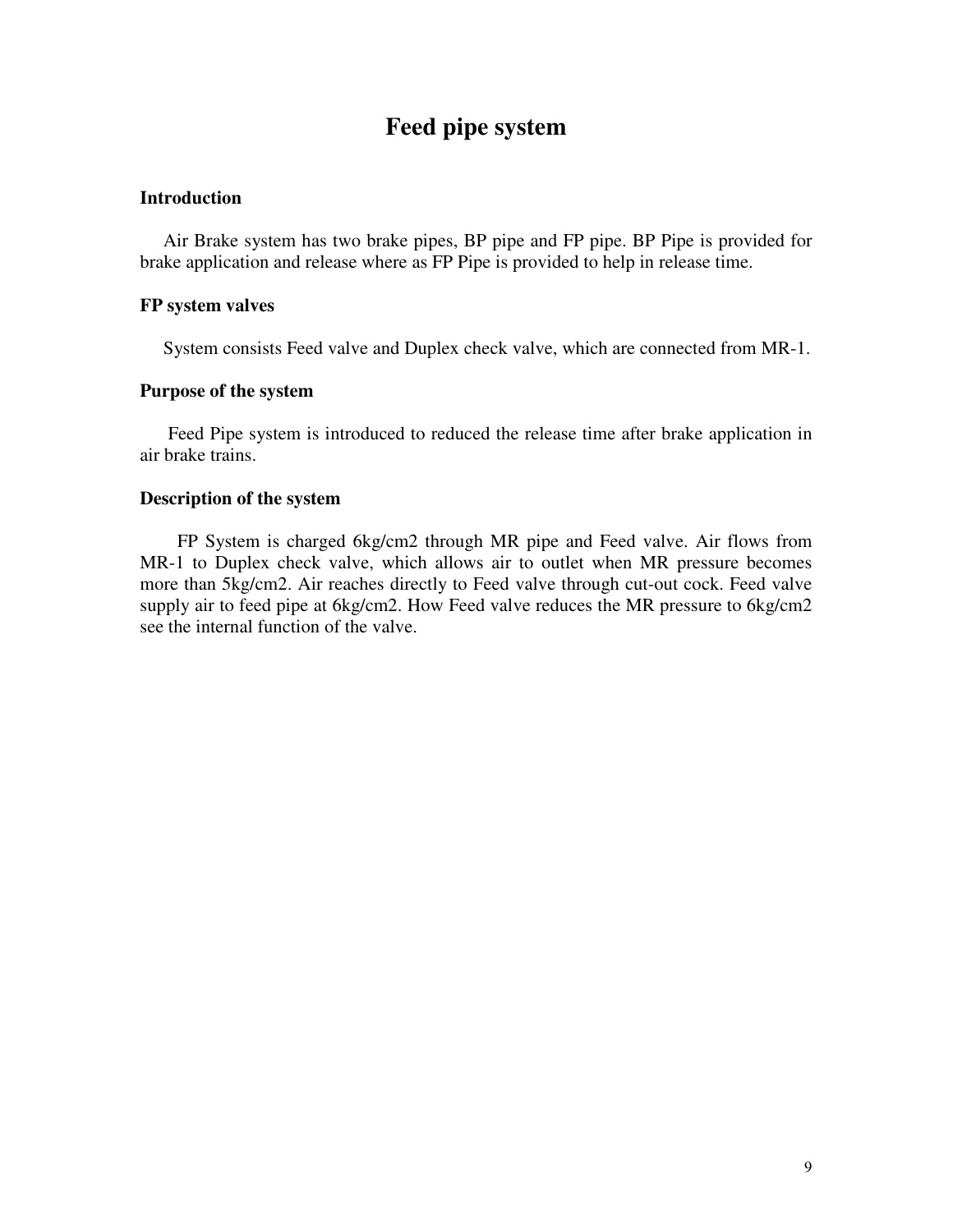# Feed pipe system

### Introduction

Air Brake system has two brake pipes, BP pipe and FP pipe. BP Pipe is provided for brake application and release where as FP Pipe is provided to help in release time.

### FP system valves

System consists Feed valve and Duplex check valve, which are connected from MR-1.

### Purpose of the system

Feed Pipe system is introduced to reduced the release time after brake application in air brake trains.

### Description of the system

FP System is charged 6kg/cm2 through MR pipe and Feed valve. Air flows from MR-1 to Duplex check valve, which allows air to outlet when MR pressure becomes more than 5kg/cm2. Air reaches directly to Feed valve through cut-out cock. Feed valve supply air to feed pipe at 6kg/cm2. How Feed valve reduces the MR pressure to 6kg/cm2 see the internal function of the valve.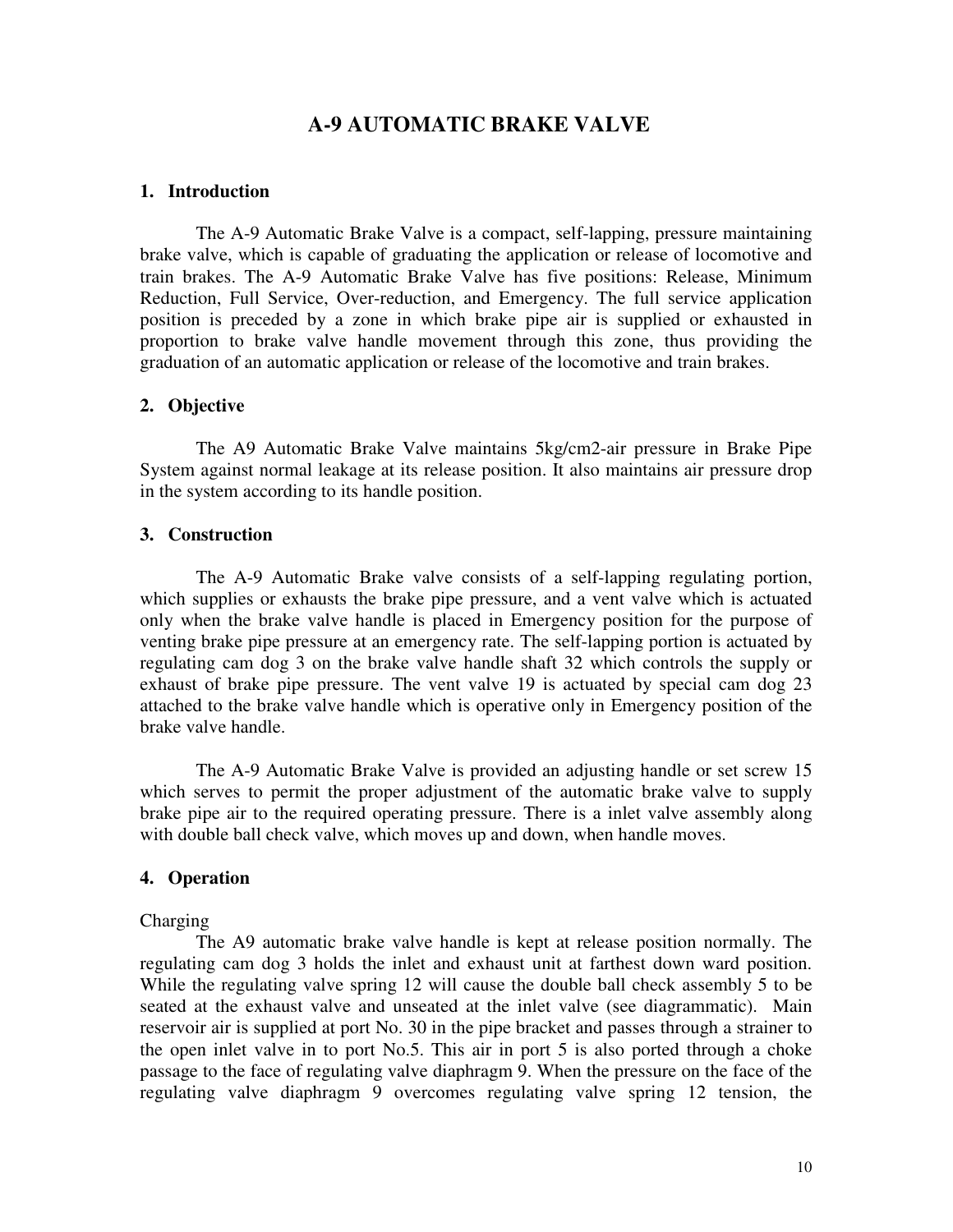# A-9 AUTOMATIC BRAKE VALVE

## 1. Introduction

The A-9 Automatic Brake Valve is a compact, self-lapping, pressure maintaining brake valve, which is capable of graduating the application or release of locomotive and train brakes. The A-9 Automatic Brake Valve has five positions: Release, Minimum Reduction, Full Service, Over-reduction, and Emergency. The full service application position is preceded by a zone in which brake pipe air is supplied or exhausted in proportion to brake valve handle movement through this zone, thus providing the graduation of an automatic application or release of the locomotive and train brakes.

## 2. Objective

The A9 Automatic Brake Valve maintains 5kg/cm2-air pressure in Brake Pipe System against normal leakage at its release position. It also maintains air pressure drop in the system according to its handle position.

## 3. Construction

The A-9 Automatic Brake valve consists of a self-lapping regulating portion, which supplies or exhausts the brake pipe pressure, and a vent valve which is actuated only when the brake valve handle is placed in Emergency position for the purpose of venting brake pipe pressure at an emergency rate. The self-lapping portion is actuated by regulating cam dog 3 on the brake valve handle shaft 32 which controls the supply or exhaust of brake pipe pressure. The vent valve 19 is actuated by special cam dog 23 attached to the brake valve handle which is operative only in Emergency position of the brake valve handle.

The A-9 Automatic Brake Valve is provided an adjusting handle or set screw 15 which serves to permit the proper adjustment of the automatic brake valve to supply brake pipe air to the required operating pressure. There is a inlet valve assembly along with double ball check valve, which moves up and down, when handle moves.

## 4. Operation

Charging

The A9 automatic brake valve handle is kept at release position normally. The regulating cam dog 3 holds the inlet and exhaust unit at farthest down ward position. While the regulating valve spring 12 will cause the double ball check assembly 5 to be seated at the exhaust valve and unseated at the inlet valve (see diagrammatic). Main reservoir air is supplied at port No. 30 in the pipe bracket and passes through a strainer to the open inlet valve in to port No.5. This air in port 5 is also ported through a choke passage to the face of regulating valve diaphragm 9. When the pressure on the face of the regulating valve diaphragm 9 overcomes regulating valve spring 12 tension, the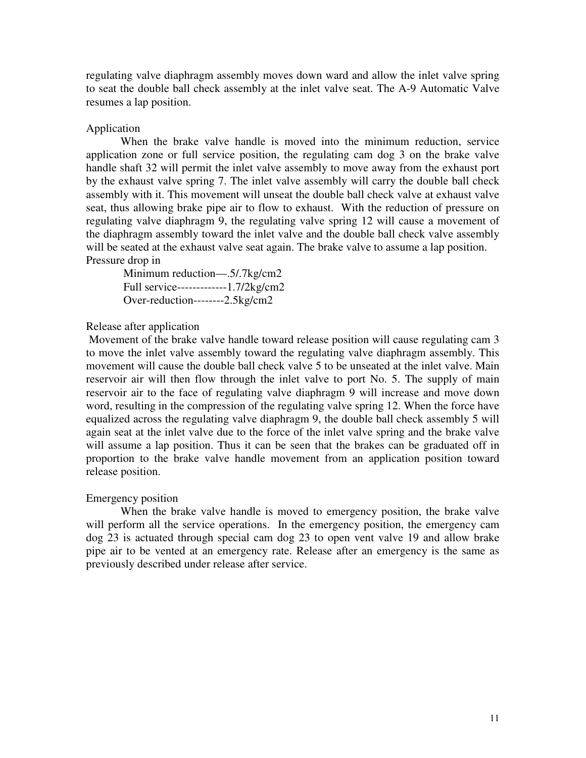regulating valve diaphragm assembly moves down ward and allow the inlet valve spring to seat the double ball check assembly at the inlet valve seat. The A-9 Automatic Valve resumes a lap position.

Application

When the brake valve handle is moved into the minimum reduction, service application zone or full service position, the regulating cam dog 3 on the brake valve handle shaft 32 will permit the inlet valve assembly to move away from the exhaust port by the exhaust valve spring 7. The inlet valve assembly will carry the double ball check assembly with it. This movement will unseat the double ball check valve at exhaust valve seat, thus allowing brake pipe air to flow to exhaust. With the reduction of pressure on regulating valve diaphragm 9, the regulating valve spring 12 will cause a movement of the diaphragm assembly toward the inlet valve and the double ball check valve assembly will be seated at the exhaust valve seat again. The brake valve to assume a lap position.

Pressure drop in

Minimum reduction—.5/.7kg/cm2
Full service-------------1.7/2kg/cm2
Over-reduction--------2.5kg/cm2

Release after application

Movement of the brake valve handle toward release position will cause regulating cam 3 to move the inlet valve assembly toward the regulating valve diaphragm assembly. This movement will cause the double ball check valve 5 to be unseated at the inlet valve. Main reservoir air will then flow through the inlet valve to port No. 5. The supply of main reservoir air to the face of regulating valve diaphragm 9 will increase and move down word, resulting in the compression of the regulating valve spring 12. When the force have equalized across the regulating valve diaphragm 9, the double ball check assembly 5 will again seat at the inlet valve due to the force of the inlet valve spring and the brake valve will assume a lap position. Thus it can be seen that the brakes can be graduated off in proportion to the brake valve handle movement from an application position toward release position.

Emergency position

When the brake valve handle is moved to emergency position, the brake valve will perform all the service operations. In the emergency position, the emergency cam dog 23 is actuated through special cam dog 23 to open vent valve 19 and allow brake pipe air to be vented at an emergency rate. Release after an emergency is the same as previously described under release after service.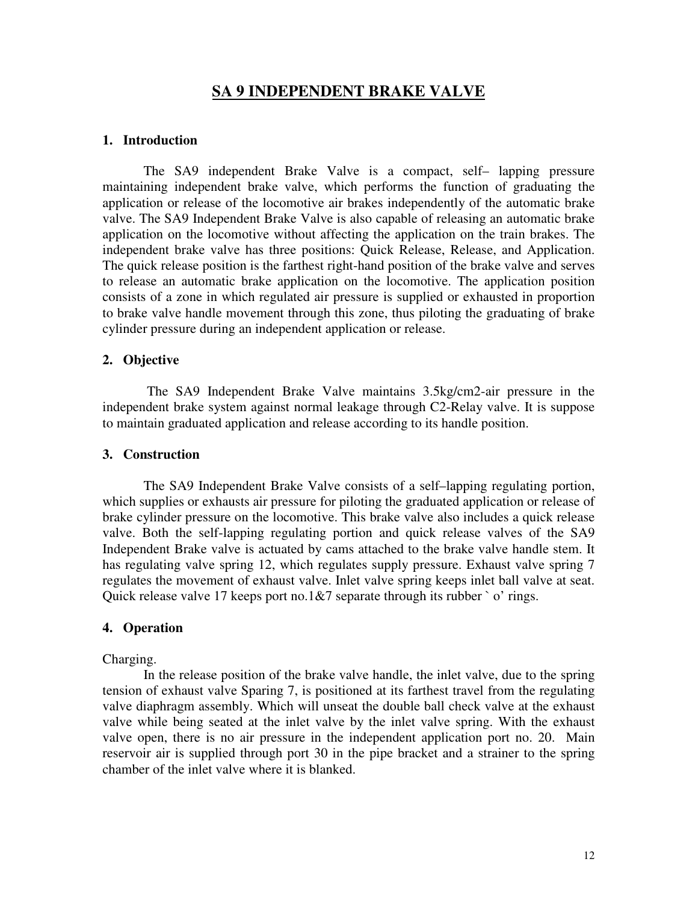# SA 9 INDEPENDENT BRAKE VALVE

## 1. Introduction

The SA9 independent Brake Valve is a compact, self– lapping pressure maintaining independent brake valve, which performs the function of graduating the application or release of the locomotive air brakes independently of the automatic brake valve. The SA9 Independent Brake Valve is also capable of releasing an automatic brake application on the locomotive without affecting the application on the train brakes. The independent brake valve has three positions: Quick Release, Release, and Application. The quick release position is the farthest right-hand position of the brake valve and serves to release an automatic brake application on the locomotive. The application position consists of a zone in which regulated air pressure is supplied or exhausted in proportion to brake valve handle movement through this zone, thus piloting the graduating of brake cylinder pressure during an independent application or release.

## 2. Objective

The SA9 Independent Brake Valve maintains 3.5kg/cm2-air pressure in the independent brake system against normal leakage through C2-Relay valve. It is suppose to maintain graduated application and release according to its handle position.

## 3. Construction

The SA9 Independent Brake Valve consists of a self–lapping regulating portion, which supplies or exhausts air pressure for piloting the graduated application or release of brake cylinder pressure on the locomotive. This brake valve also includes a quick release valve. Both the self-lapping regulating portion and quick release valves of the SA9 Independent Brake valve is actuated by cams attached to the brake valve handle stem. It has regulating valve spring 12, which regulates supply pressure. Exhaust valve spring 7 regulates the movement of exhaust valve. Inlet valve spring keeps inlet ball valve at seat. Quick release valve 17 keeps port no.1&7 separate through its rubber ` o' rings.

## 4. Operation

Charging.

In the release position of the brake valve handle, the inlet valve, due to the spring tension of exhaust valve Sparing 7, is positioned at its farthest travel from the regulating valve diaphragm assembly. Which will unseat the double ball check valve at the exhaust valve while being seated at the inlet valve by the inlet valve spring. With the exhaust valve open, there is no air pressure in the independent application port no. 20. Main reservoir air is supplied through port 30 in the pipe bracket and a strainer to the spring chamber of the inlet valve where it is blanked.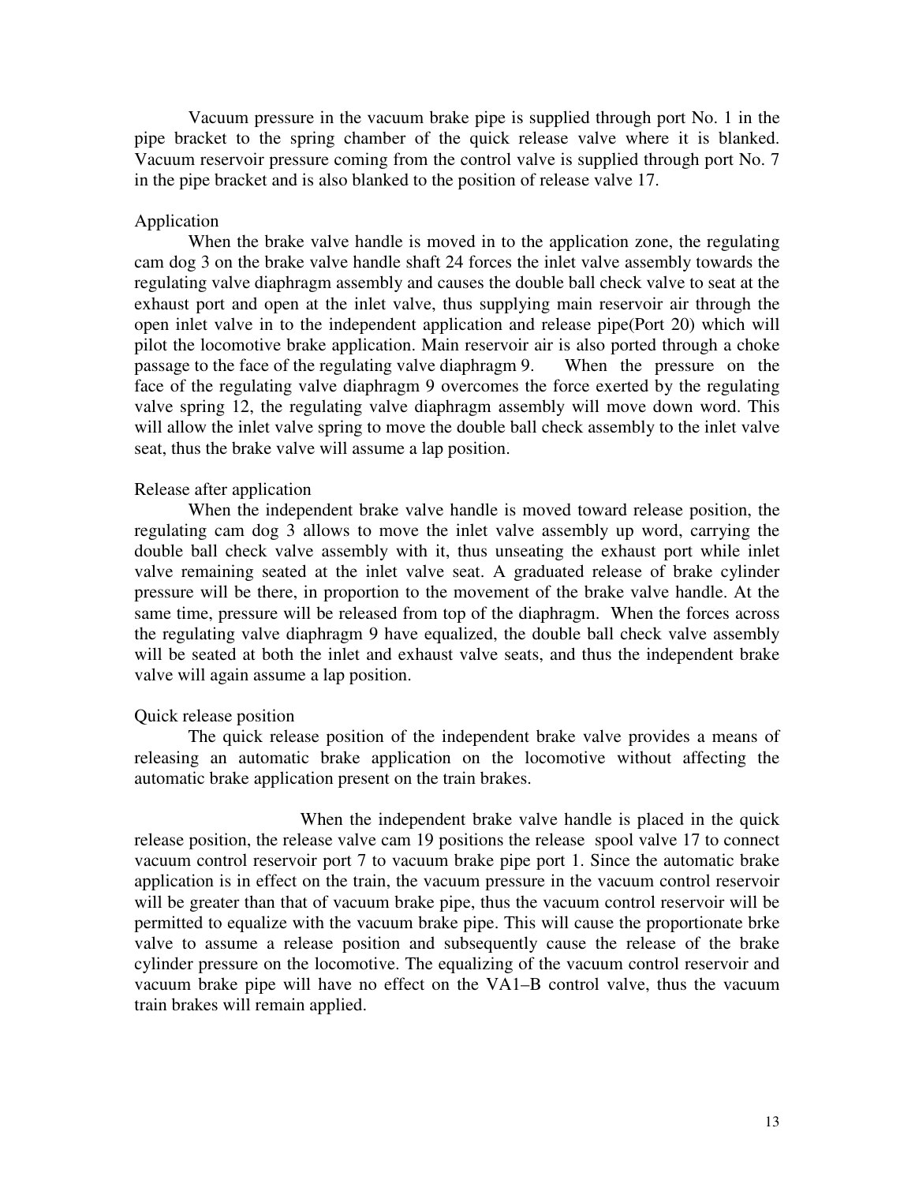Vacuum pressure in the vacuum brake pipe is supplied through port No. 1 in the pipe bracket to the spring chamber of the quick release valve where it is blanked. Vacuum reservoir pressure coming from the control valve is supplied through port No. 7 in the pipe bracket and is also blanked to the position of release valve 17.

### Application

When the brake valve handle is moved in to the application zone, the regulating cam dog 3 on the brake valve handle shaft 24 forces the inlet valve assembly towards the regulating valve diaphragm assembly and causes the double ball check valve to seat at the exhaust port and open at the inlet valve, thus supplying main reservoir air through the open inlet valve in to the independent application and release pipe(Port 20) which will pilot the locomotive brake application. Main reservoir air is also ported through a choke passage to the face of the regulating valve diaphragm 9. When the pressure on the face of the regulating valve diaphragm 9 overcomes the force exerted by the regulating valve spring 12, the regulating valve diaphragm assembly will move down word. This will allow the inlet valve spring to move the double ball check assembly to the inlet valve seat, thus the brake valve will assume a lap position.

### Release after application

When the independent brake valve handle is moved toward release position, the regulating cam dog 3 allows to move the inlet valve assembly up word, carrying the double ball check valve assembly with it, thus unseating the exhaust port while inlet valve remaining seated at the inlet valve seat. A graduated release of brake cylinder pressure will be there, in proportion to the movement of the brake valve handle. At the same time, pressure will be released from top of the diaphragm. When the forces across the regulating valve diaphragm 9 have equalized, the double ball check valve assembly will be seated at both the inlet and exhaust valve seats, and thus the independent brake valve will again assume a lap position.

### Quick release position

The quick release position of the independent brake valve provides a means of releasing an automatic brake application on the locomotive without affecting the automatic brake application present on the train brakes.

When the independent brake valve handle is placed in the quick release position, the release valve cam 19 positions the release spool valve 17 to connect vacuum control reservoir port 7 to vacuum brake pipe port 1. Since the automatic brake application is in effect on the train, the vacuum pressure in the vacuum control reservoir will be greater than that of vacuum brake pipe, thus the vacuum control reservoir will be permitted to equalize with the vacuum brake pipe. This will cause the proportionate brke valve to assume a release position and subsequently cause the release of the brake cylinder pressure on the locomotive. The equalizing of the vacuum control reservoir and vacuum brake pipe will have no effect on the VA1–B control valve, thus the vacuum train brakes will remain applied.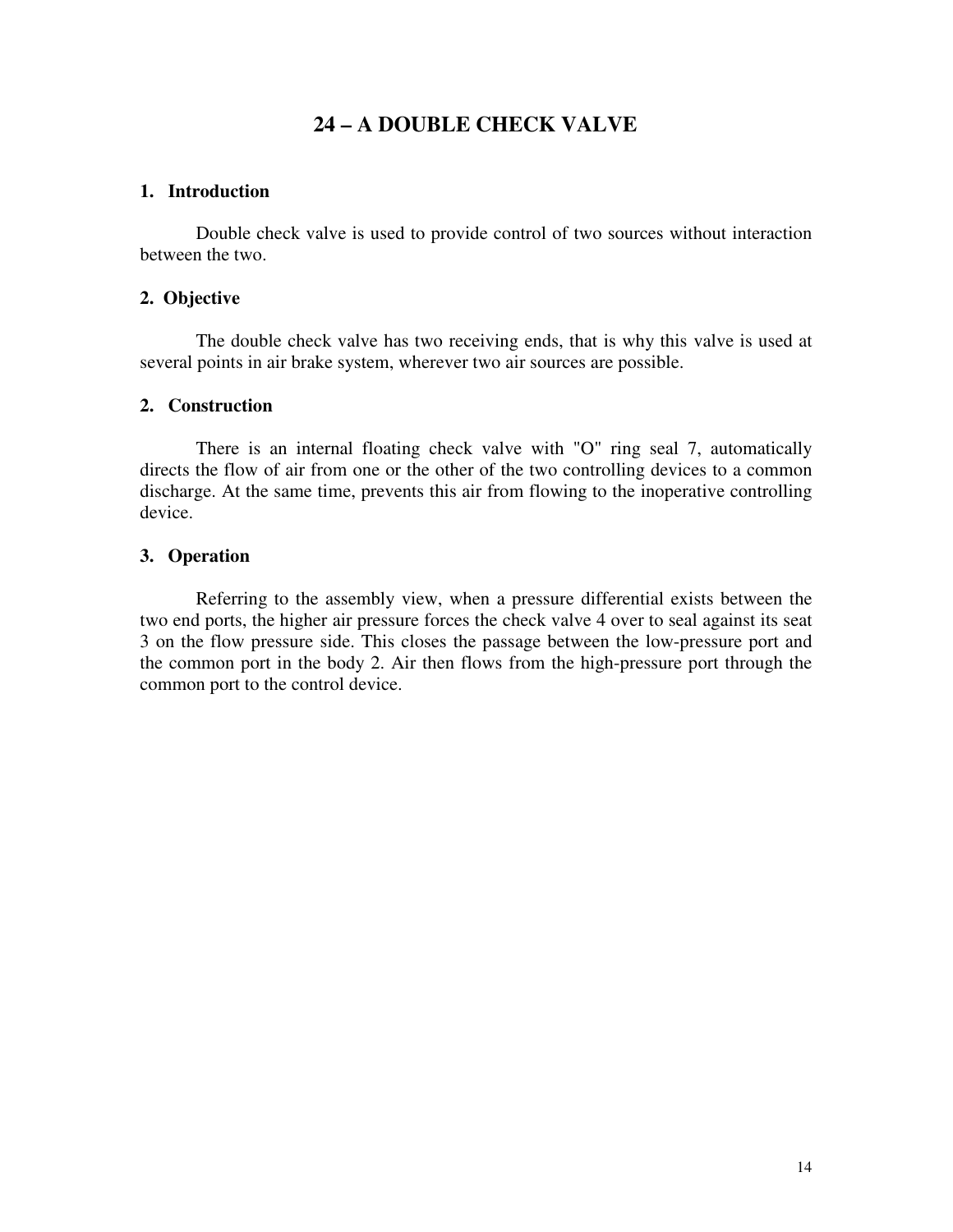# 24 – A DOUBLE CHECK VALVE

## 1. Introduction

Double check valve is used to provide control of two sources without interaction between the two.

## 2. Objective

The double check valve has two receiving ends, that is why this valve is used at several points in air brake system, wherever two air sources are possible.

## 2. Construction

There is an internal floating check valve with "O" ring seal 7, automatically directs the flow of air from one or the other of the two controlling devices to a common discharge. At the same time, prevents this air from flowing to the inoperative controlling device.

## 3. Operation

Referring to the assembly view, when a pressure differential exists between the two end ports, the higher air pressure forces the check valve 4 over to seal against its seat 3 on the flow pressure side. This closes the passage between the low-pressure port and the common port in the body 2. Air then flows from the high-pressure port through the common port to the control device.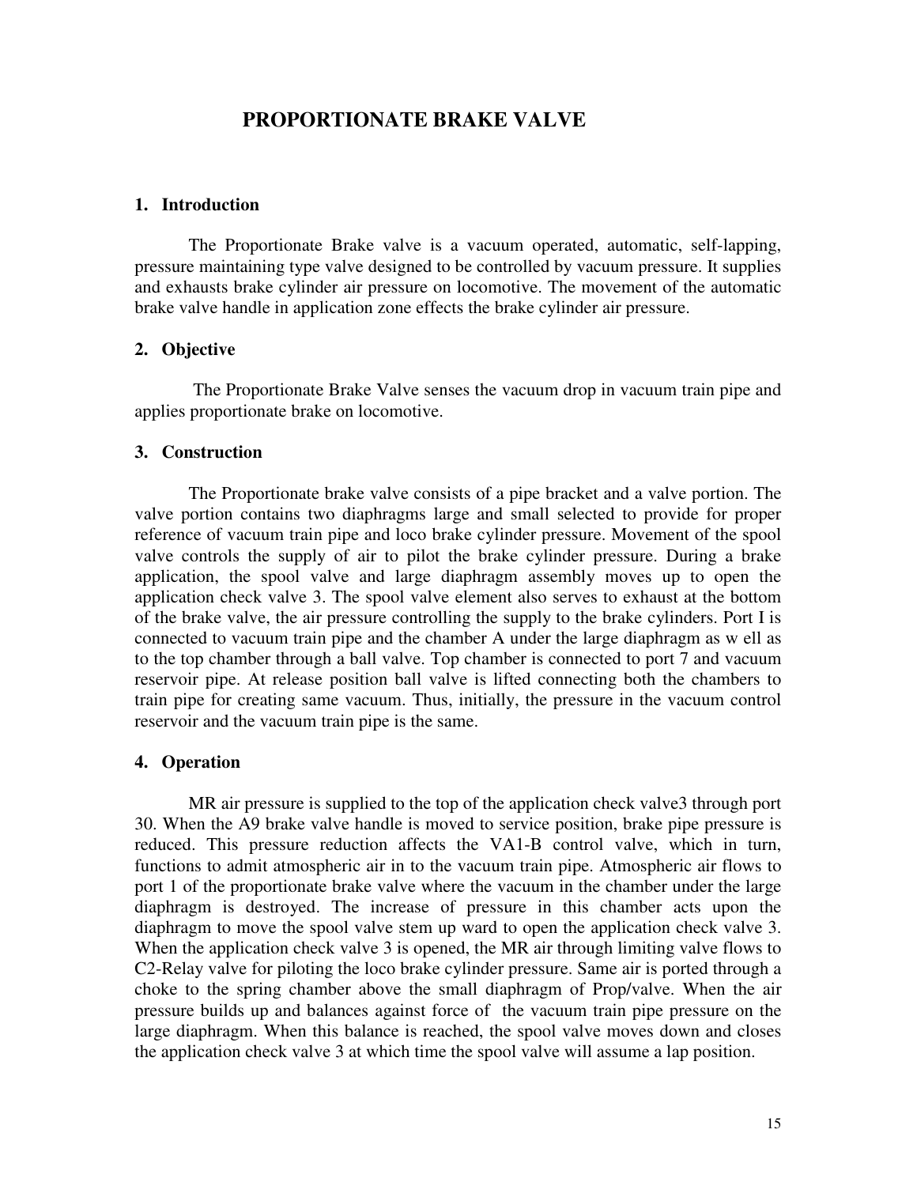# PROPORTIONATE BRAKE VALVE

## 1. Introduction

The Proportionate Brake valve is a vacuum operated, automatic, self-lapping, pressure maintaining type valve designed to be controlled by vacuum pressure. It supplies and exhausts brake cylinder air pressure on locomotive. The movement of the automatic brake valve handle in application zone effects the brake cylinder air pressure.

## 2. Objective

The Proportionate Brake Valve senses the vacuum drop in vacuum train pipe and applies proportionate brake on locomotive.

## 3. Construction

The Proportionate brake valve consists of a pipe bracket and a valve portion. The valve portion contains two diaphragms large and small selected to provide for proper reference of vacuum train pipe and loco brake cylinder pressure. Movement of the spool valve controls the supply of air to pilot the brake cylinder pressure. During a brake application, the spool valve and large diaphragm assembly moves up to open the application check valve 3. The spool valve element also serves to exhaust at the bottom of the brake valve, the air pressure controlling the supply to the brake cylinders. Port I is connected to vacuum train pipe and the chamber A under the large diaphragm as w ell as to the top chamber through a ball valve. Top chamber is connected to port 7 and vacuum reservoir pipe. At release position ball valve is lifted connecting both the chambers to train pipe for creating same vacuum. Thus, initially, the pressure in the vacuum control reservoir and the vacuum train pipe is the same.

## 4. Operation

MR air pressure is supplied to the top of the application check valve3 through port 30. When the A9 brake valve handle is moved to service position, brake pipe pressure is reduced. This pressure reduction affects the VA1-B control valve, which in turn, functions to admit atmospheric air in to the vacuum train pipe. Atmospheric air flows to port 1 of the proportionate brake valve where the vacuum in the chamber under the large diaphragm is destroyed. The increase of pressure in this chamber acts upon the diaphragm to move the spool valve stem up ward to open the application check valve 3. When the application check valve 3 is opened, the MR air through limiting valve flows to C2-Relay valve for piloting the loco brake cylinder pressure. Same air is ported through a choke to the spring chamber above the small diaphragm of Prop/valve. When the air pressure builds up and balances against force of the vacuum train pipe pressure on the large diaphragm. When this balance is reached, the spool valve moves down and closes the application check valve 3 at which time the spool valve will assume a lap position.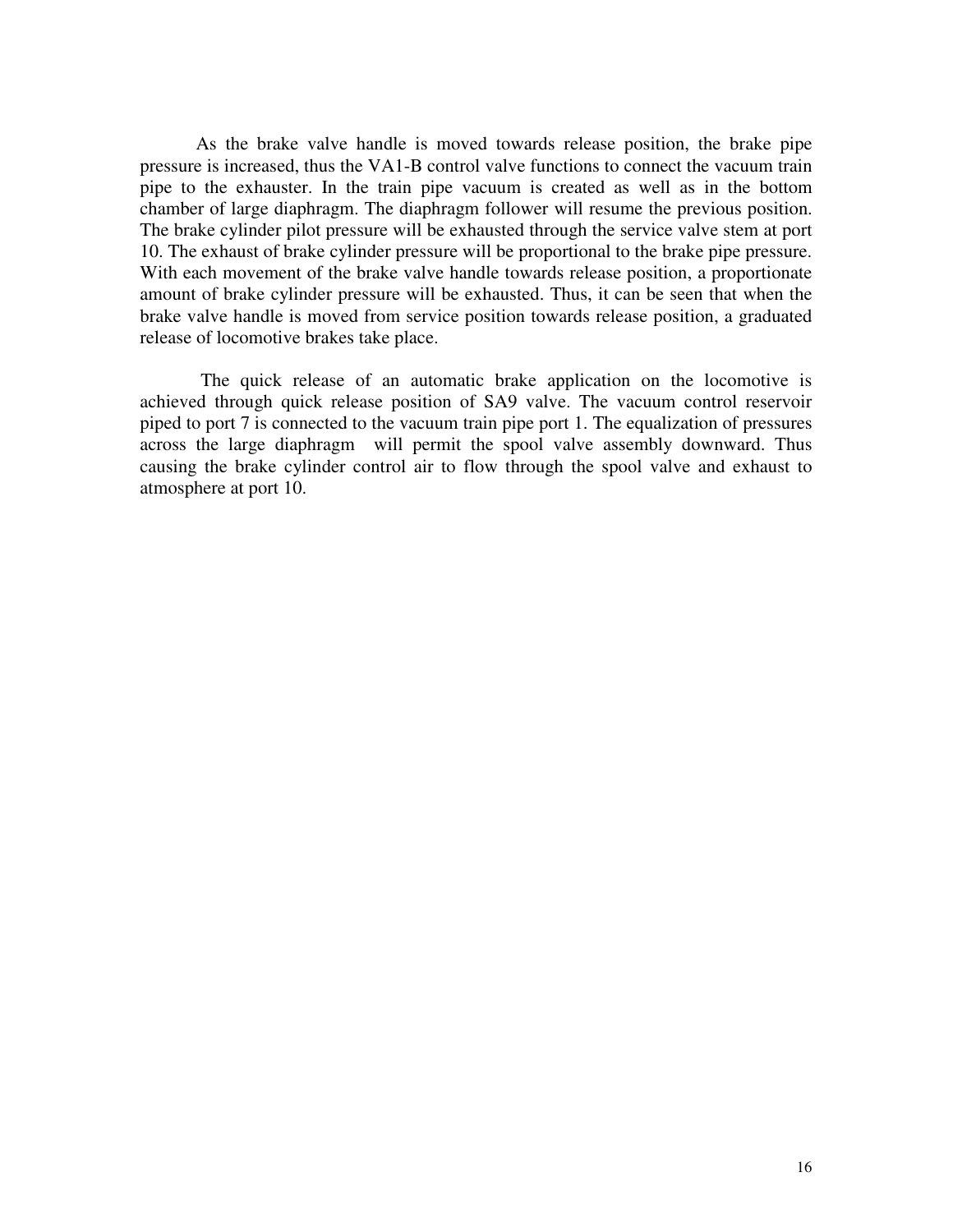As the brake valve handle is moved towards release position, the brake pipe pressure is increased, thus the VA1-B control valve functions to connect the vacuum train pipe to the exhauster. In the train pipe vacuum is created as well as in the bottom chamber of large diaphragm. The diaphragm follower will resume the previous position. The brake cylinder pilot pressure will be exhausted through the service valve stem at port 10. The exhaust of brake cylinder pressure will be proportional to the brake pipe pressure. With each movement of the brake valve handle towards release position, a proportionate amount of brake cylinder pressure will be exhausted. Thus, it can be seen that when the brake valve handle is moved from service position towards release position, a graduated release of locomotive brakes take place.

The quick release of an automatic brake application on the locomotive is achieved through quick release position of SA9 valve. The vacuum control reservoir piped to port 7 is connected to the vacuum train pipe port 1. The equalization of pressures across the large diaphragm will permit the spool valve assembly downward. Thus causing the brake cylinder control air to flow through the spool valve and exhaust to atmosphere at port 10.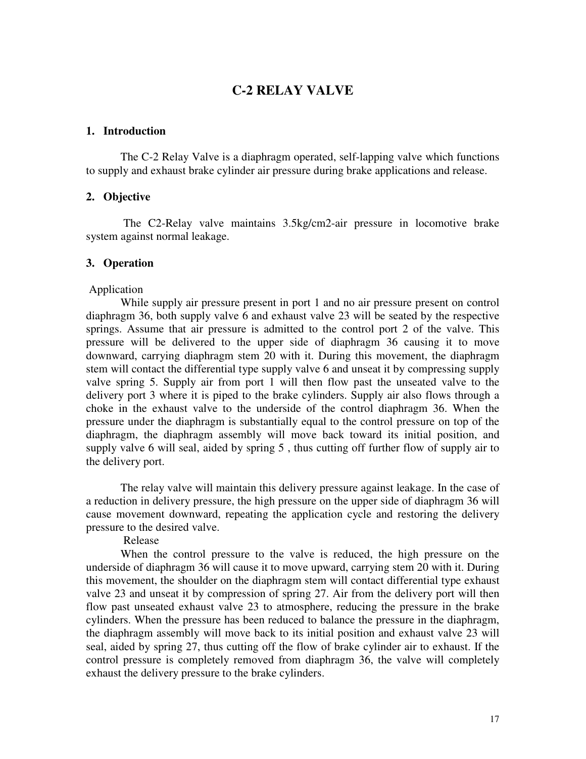# C-2 RELAY VALVE

## 1. Introduction

The C-2 Relay Valve is a diaphragm operated, self-lapping valve which functions to supply and exhaust brake cylinder air pressure during brake applications and release.

## 2. Objective

The C2-Relay valve maintains 3.5kg/cm2-air pressure in locomotive brake system against normal leakage.

## 3. Operation

Application

While supply air pressure present in port 1 and no air pressure present on control diaphragm 36, both supply valve 6 and exhaust valve 23 will be seated by the respective springs. Assume that air pressure is admitted to the control port 2 of the valve. This pressure will be delivered to the upper side of diaphragm 36 causing it to move downward, carrying diaphragm stem 20 with it. During this movement, the diaphragm stem will contact the differential type supply valve 6 and unseat it by compressing supply valve spring 5. Supply air from port 1 will then flow past the unseated valve to the delivery port 3 where it is piped to the brake cylinders. Supply air also flows through a choke in the exhaust valve to the underside of the control diaphragm 36. When the pressure under the diaphragm is substantially equal to the control pressure on top of the diaphragm, the diaphragm assembly will move back toward its initial position, and supply valve 6 will seal, aided by spring 5 , thus cutting off further flow of supply air to the delivery port.

The relay valve will maintain this delivery pressure against leakage. In the case of a reduction in delivery pressure, the high pressure on the upper side of diaphragm 36 will cause movement downward, repeating the application cycle and restoring the delivery pressure to the desired valve.

Release

When the control pressure to the valve is reduced, the high pressure on the underside of diaphragm 36 will cause it to move upward, carrying stem 20 with it. During this movement, the shoulder on the diaphragm stem will contact differential type exhaust valve 23 and unseat it by compression of spring 27. Air from the delivery port will then flow past unseated exhaust valve 23 to atmosphere, reducing the pressure in the brake cylinders. When the pressure has been reduced to balance the pressure in the diaphragm, the diaphragm assembly will move back to its initial position and exhaust valve 23 will seal, aided by spring 27, thus cutting off the flow of brake cylinder air to exhaust. If the control pressure is completely removed from diaphragm 36, the valve will completely exhaust the delivery pressure to the brake cylinders.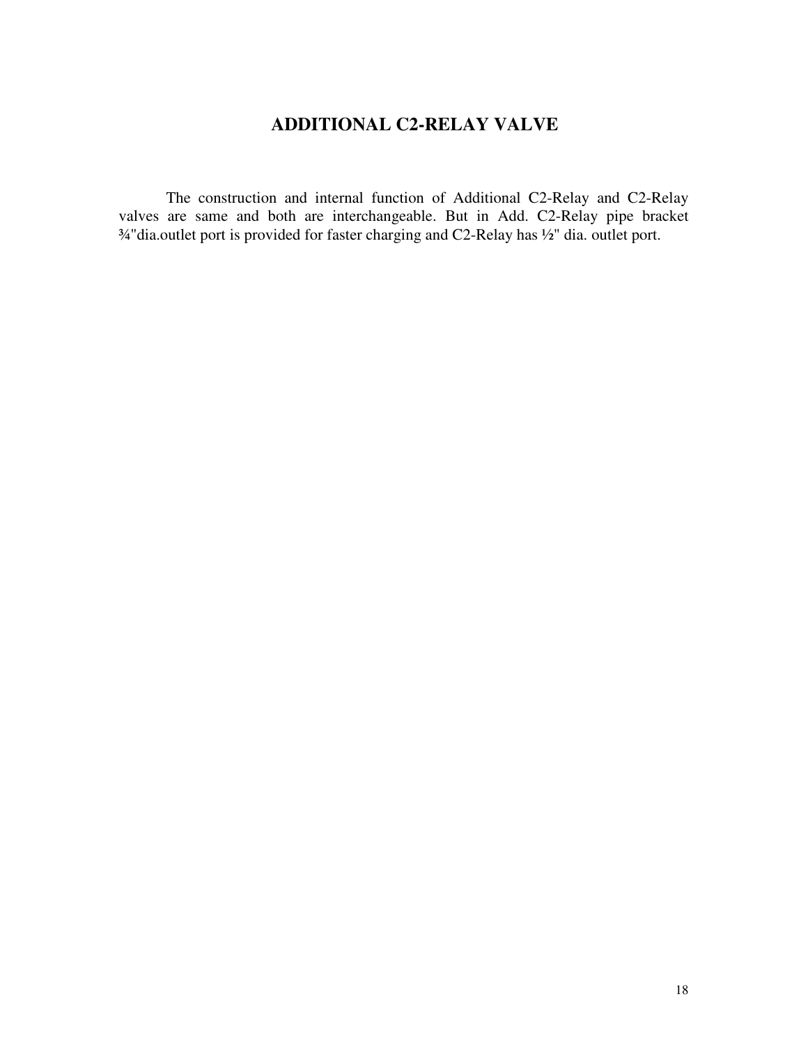# ADDITIONAL C2-RELAY VALVE

The construction and internal function of Additional C2-Relay and C2-Relay valves are same and both are interchangeable. But in Add. C2-Relay pipe bracket ¾"dia.outlet port is provided for faster charging and C2-Relay has ½" dia. outlet port.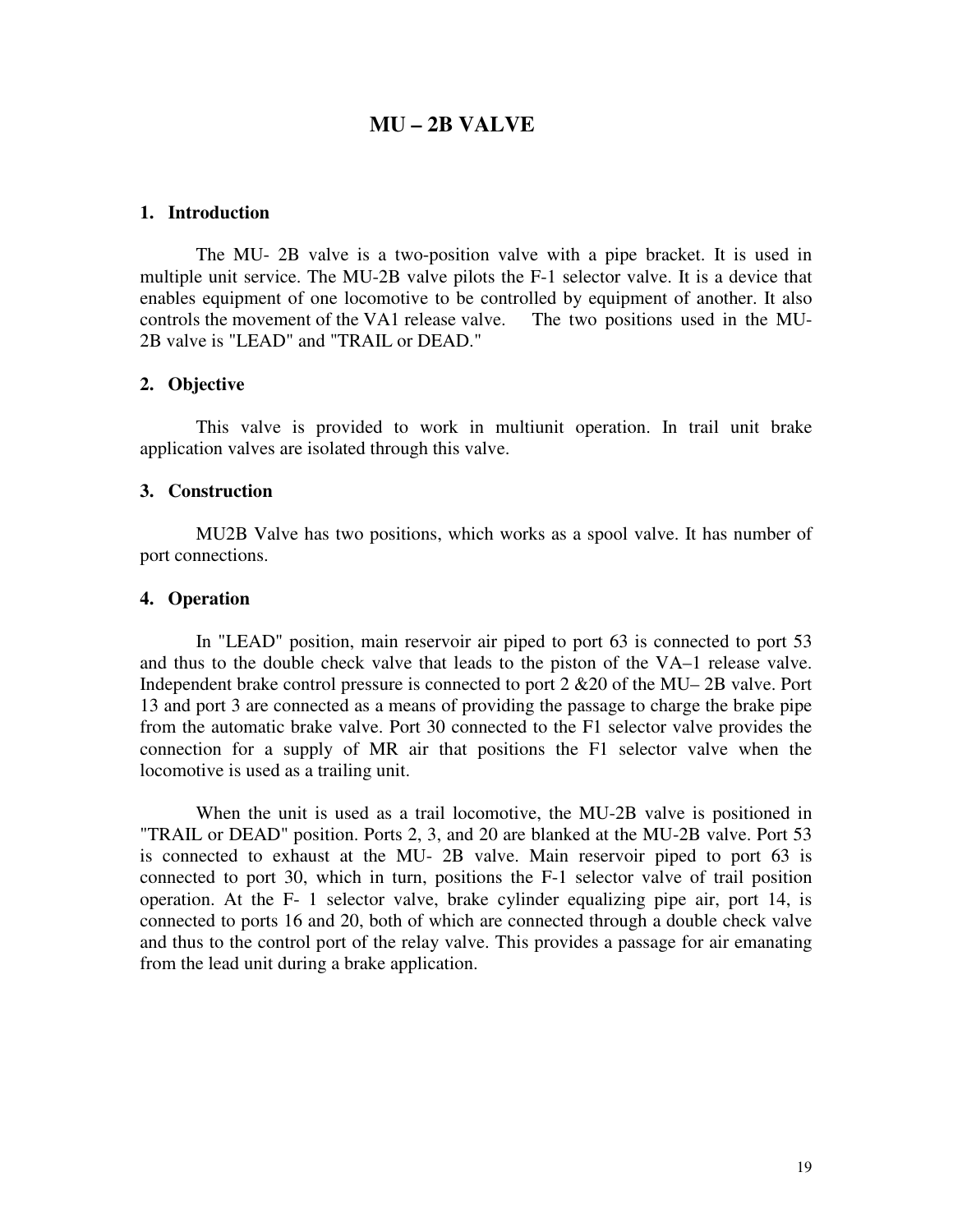# MU – 2B VALVE

## 1. Introduction

The MU- 2B valve is a two-position valve with a pipe bracket. It is used in multiple unit service. The MU-2B valve pilots the F-1 selector valve. It is a device that enables equipment of one locomotive to be controlled by equipment of another. It also controls the movement of the VA1 release valve. The two positions used in the MU-2B valve is "LEAD" and "TRAIL or DEAD."

## 2. Objective

This valve is provided to work in multiunit operation. In trail unit brake application valves are isolated through this valve.

## 3. Construction

MU2B Valve has two positions, which works as a spool valve. It has number of port connections.

## 4. Operation

In "LEAD" position, main reservoir air piped to port 63 is connected to port 53 and thus to the double check valve that leads to the piston of the VA–1 release valve. Independent brake control pressure is connected to port 2 &20 of the MU– 2B valve. Port 13 and port 3 are connected as a means of providing the passage to charge the brake pipe from the automatic brake valve. Port 30 connected to the F1 selector valve provides the connection for a supply of MR air that positions the F1 selector valve when the locomotive is used as a trailing unit.

When the unit is used as a trail locomotive, the MU-2B valve is positioned in "TRAIL or DEAD" position. Ports 2, 3, and 20 are blanked at the MU-2B valve. Port 53 is connected to exhaust at the MU- 2B valve. Main reservoir piped to port 63 is connected to port 30, which in turn, positions the F-1 selector valve of trail position operation. At the F- 1 selector valve, brake cylinder equalizing pipe air, port 14, is connected to ports 16 and 20, both of which are connected through a double check valve and thus to the control port of the relay valve. This provides a passage for air emanating from the lead unit during a brake application.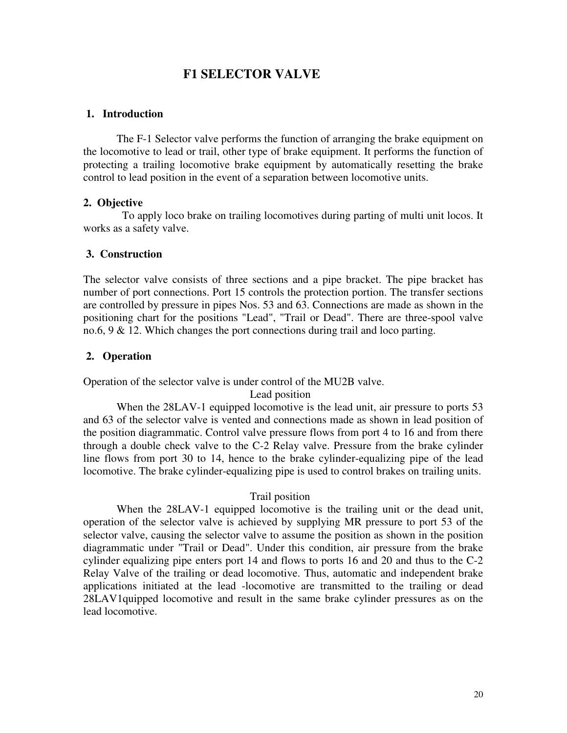# F1 SELECTOR VALVE

## 1. Introduction

The F-1 Selector valve performs the function of arranging the brake equipment on the locomotive to lead or trail, other type of brake equipment. It performs the function of protecting a trailing locomotive brake equipment by automatically resetting the brake control to lead position in the event of a separation between locomotive units.

## 2. Objective

To apply loco brake on trailing locomotives during parting of multi unit locos. It works as a safety valve.

## 3. Construction

The selector valve consists of three sections and a pipe bracket. The pipe bracket has number of port connections. Port 15 controls the protection portion. The transfer sections are controlled by pressure in pipes Nos. 53 and 63. Connections are made as shown in the positioning chart for the positions "Lead", "Trail or Dead". There are three-spool valve no.6, 9 & 12. Which changes the port connections during trail and loco parting.

## 2. Operation

Operation of the selector valve is under control of the MU2B valve.

Lead position

When the 28LAV-1 equipped locomotive is the lead unit, air pressure to ports 53 and 63 of the selector valve is vented and connections made as shown in lead position of the position diagrammatic. Control valve pressure flows from port 4 to 16 and from there through a double check valve to the C-2 Relay valve. Pressure from the brake cylinder line flows from port 30 to 14, hence to the brake cylinder-equalizing pipe of the lead locomotive. The brake cylinder-equalizing pipe is used to control brakes on trailing units.

Trail position

When the 28LAV-1 equipped locomotive is the trailing unit or the dead unit, operation of the selector valve is achieved by supplying MR pressure to port 53 of the selector valve, causing the selector valve to assume the position as shown in the position diagrammatic under "Trail or Dead". Under this condition, air pressure from the brake cylinder equalizing pipe enters port 14 and flows to ports 16 and 20 and thus to the C-2 Relay Valve of the trailing or dead locomotive. Thus, automatic and independent brake applications initiated at the lead -locomotive are transmitted to the trailing or dead 28LAV1quipped locomotive and result in the same brake cylinder pressures as on the lead locomotive.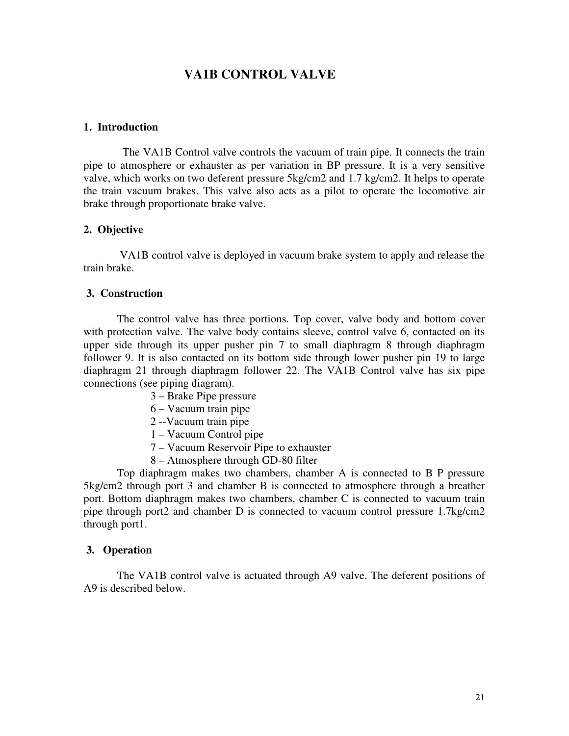# VA1B CONTROL VALVE

## 1. Introduction

The VA1B Control valve controls the vacuum of train pipe. It connects the train pipe to atmosphere or exhauster as per variation in BP pressure. It is a very sensitive valve, which works on two deferent pressure 5kg/cm2 and 1.7 kg/cm2. It helps to operate the train vacuum brakes. This valve also acts as a pilot to operate the locomotive air brake through proportionate brake valve.

## 2. Objective

VA1B control valve is deployed in vacuum brake system to apply and release the train brake.

## 3. Construction

The control valve has three portions. Top cover, valve body and bottom cover with protection valve. The valve body contains sleeve, control valve 6, contacted on its upper side through its upper pusher pin 7 to small diaphragm 8 through diaphragm follower 9. It is also contacted on its bottom side through lower pusher pin 19 to large diaphragm 21 through diaphragm follower 22. The VA1B Control valve has six pipe connections (see piping diagram).

- 3 – Brake Pipe pressure
- 6 – Vacuum train pipe
- 2 --Vacuum train pipe
- 1 – Vacuum Control pipe
- 7 – Vacuum Reservoir Pipe to exhauster
- 8 – Atmosphere through GD-80 filter

Top diaphragm makes two chambers, chamber A is connected to B P pressure 5kg/cm2 through port 3 and chamber B is connected to atmosphere through a breather port. Bottom diaphragm makes two chambers, chamber C is connected to vacuum train pipe through port2 and chamber D is connected to vacuum control pressure 1.7kg/cm2 through port1.

## 3. Operation

The VA1B control valve is actuated through A9 valve. The deferent positions of A9 is described below.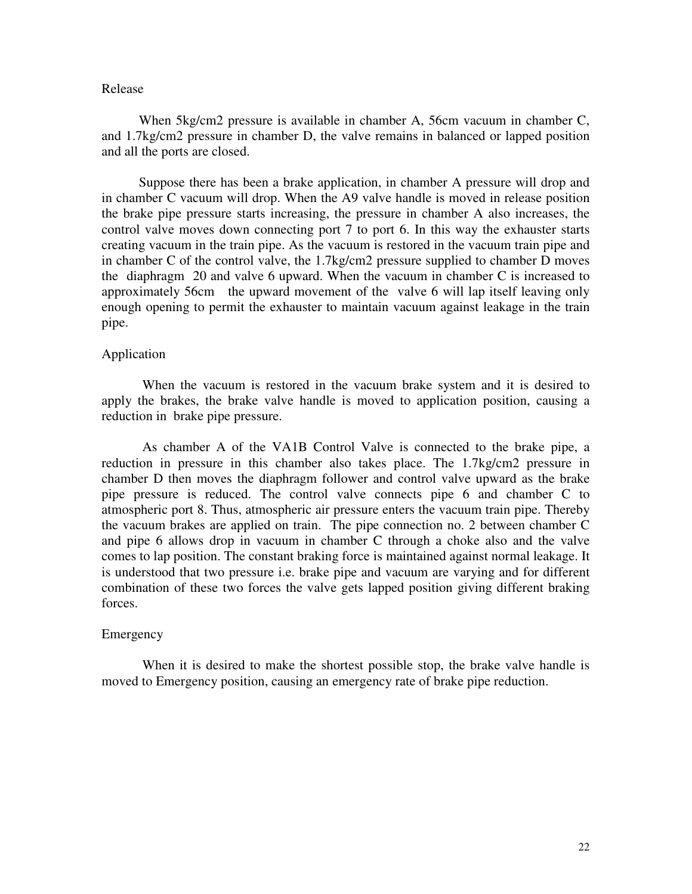## Release

When 5kg/cm2 pressure is available in chamber A, 56cm vacuum in chamber C, and 1.7kg/cm2 pressure in chamber D, the valve remains in balanced or lapped position and all the ports are closed.

Suppose there has been a brake application, in chamber A pressure will drop and in chamber C vacuum will drop. When the A9 valve handle is moved in release position the brake pipe pressure starts increasing, the pressure in chamber A also increases, the control valve moves down connecting port 7 to port 6. In this way the exhauster starts creating vacuum in the train pipe. As the vacuum is restored in the vacuum train pipe and in chamber C of the control valve, the 1.7kg/cm2 pressure supplied to chamber D moves the diaphragm 20 and valve 6 upward. When the vacuum in chamber C is increased to approximately 56cm the upward movement of the valve 6 will lap itself leaving only enough opening to permit the exhauster to maintain vacuum against leakage in the train pipe.

## Application

When the vacuum is restored in the vacuum brake system and it is desired to apply the brakes, the brake valve handle is moved to application position, causing a reduction in brake pipe pressure.

As chamber A of the VA1B Control Valve is connected to the brake pipe, a reduction in pressure in this chamber also takes place. The 1.7kg/cm2 pressure in chamber D then moves the diaphragm follower and control valve upward as the brake pipe pressure is reduced. The control valve connects pipe 6 and chamber C to atmospheric port 8. Thus, atmospheric air pressure enters the vacuum train pipe. Thereby the vacuum brakes are applied on train. The pipe connection no. 2 between chamber C and pipe 6 allows drop in vacuum in chamber C through a choke also and the valve comes to lap position. The constant braking force is maintained against normal leakage. It is understood that two pressure i.e. brake pipe and vacuum are varying and for different combination of these two forces the valve gets lapped position giving different braking forces.

## Emergency

When it is desired to make the shortest possible stop, the brake valve handle is moved to Emergency position, causing an emergency rate of brake pipe reduction.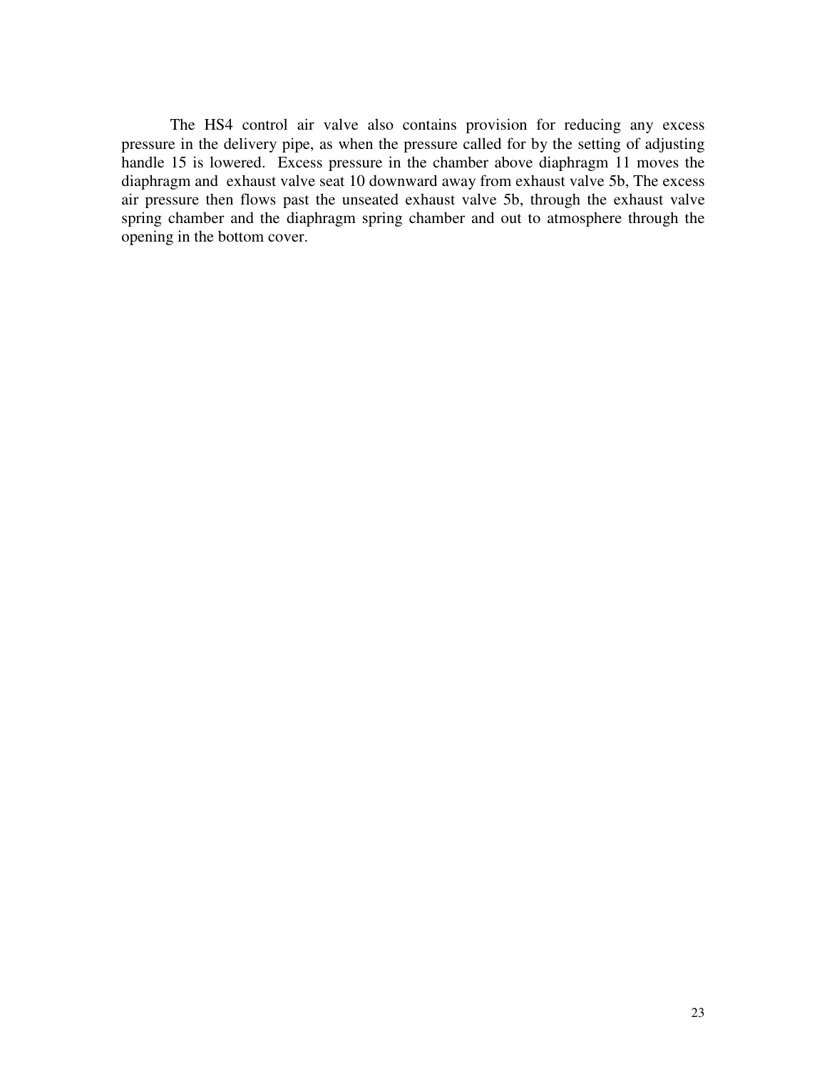The HS4 control air valve also contains provision for reducing any excess pressure in the delivery pipe, as when the pressure called for by the setting of adjusting handle 15 is lowered. Excess pressure in the chamber above diaphragm 11 moves the diaphragm and exhaust valve seat 10 downward away from exhaust valve 5b, The excess air pressure then flows past the unseated exhaust valve 5b, through the exhaust valve spring chamber and the diaphragm spring chamber and out to atmosphere through the opening in the bottom cover.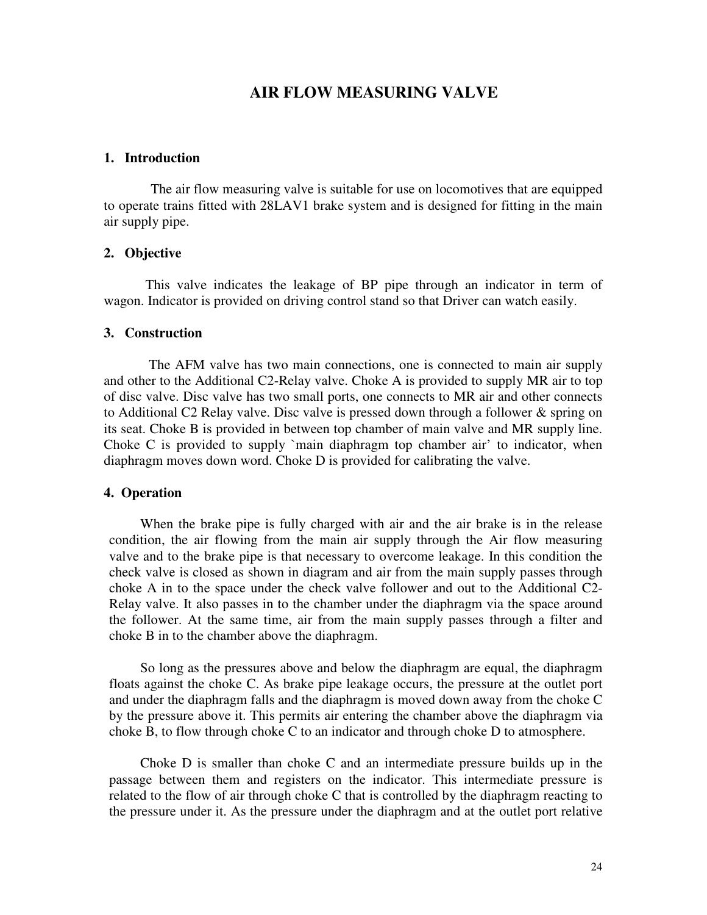# AIR FLOW MEASURING VALVE

## 1. Introduction

The air flow measuring valve is suitable for use on locomotives that are equipped to operate trains fitted with 28LAV1 brake system and is designed for fitting in the main air supply pipe.

## 2. Objective

This valve indicates the leakage of BP pipe through an indicator in term of wagon. Indicator is provided on driving control stand so that Driver can watch easily.

## 3. Construction

The AFM valve has two main connections, one is connected to main air supply and other to the Additional C2-Relay valve. Choke A is provided to supply MR air to top of disc valve. Disc valve has two small ports, one connects to MR air and other connects to Additional C2 Relay valve. Disc valve is pressed down through a follower & spring on its seat. Choke B is provided in between top chamber of main valve and MR supply line. Choke C is provided to supply `main diaphragm top chamber air' to indicator, when diaphragm moves down word. Choke D is provided for calibrating the valve.

## 4. Operation

When the brake pipe is fully charged with air and the air brake is in the release condition, the air flowing from the main air supply through the Air flow measuring valve and to the brake pipe is that necessary to overcome leakage. In this condition the check valve is closed as shown in diagram and air from the main supply passes through choke A in to the space under the check valve follower and out to the Additional C2-Relay valve. It also passes in to the chamber under the diaphragm via the space around the follower. At the same time, air from the main supply passes through a filter and choke B in to the chamber above the diaphragm.

So long as the pressures above and below the diaphragm are equal, the diaphragm floats against the choke C. As brake pipe leakage occurs, the pressure at the outlet port and under the diaphragm falls and the diaphragm is moved down away from the choke C by the pressure above it. This permits air entering the chamber above the diaphragm via choke B, to flow through choke C to an indicator and through choke D to atmosphere.

Choke D is smaller than choke C and an intermediate pressure builds up in the passage between them and registers on the indicator. This intermediate pressure is related to the flow of air through choke C that is controlled by the diaphragm reacting to the pressure under it. As the pressure under the diaphragm and at the outlet port relative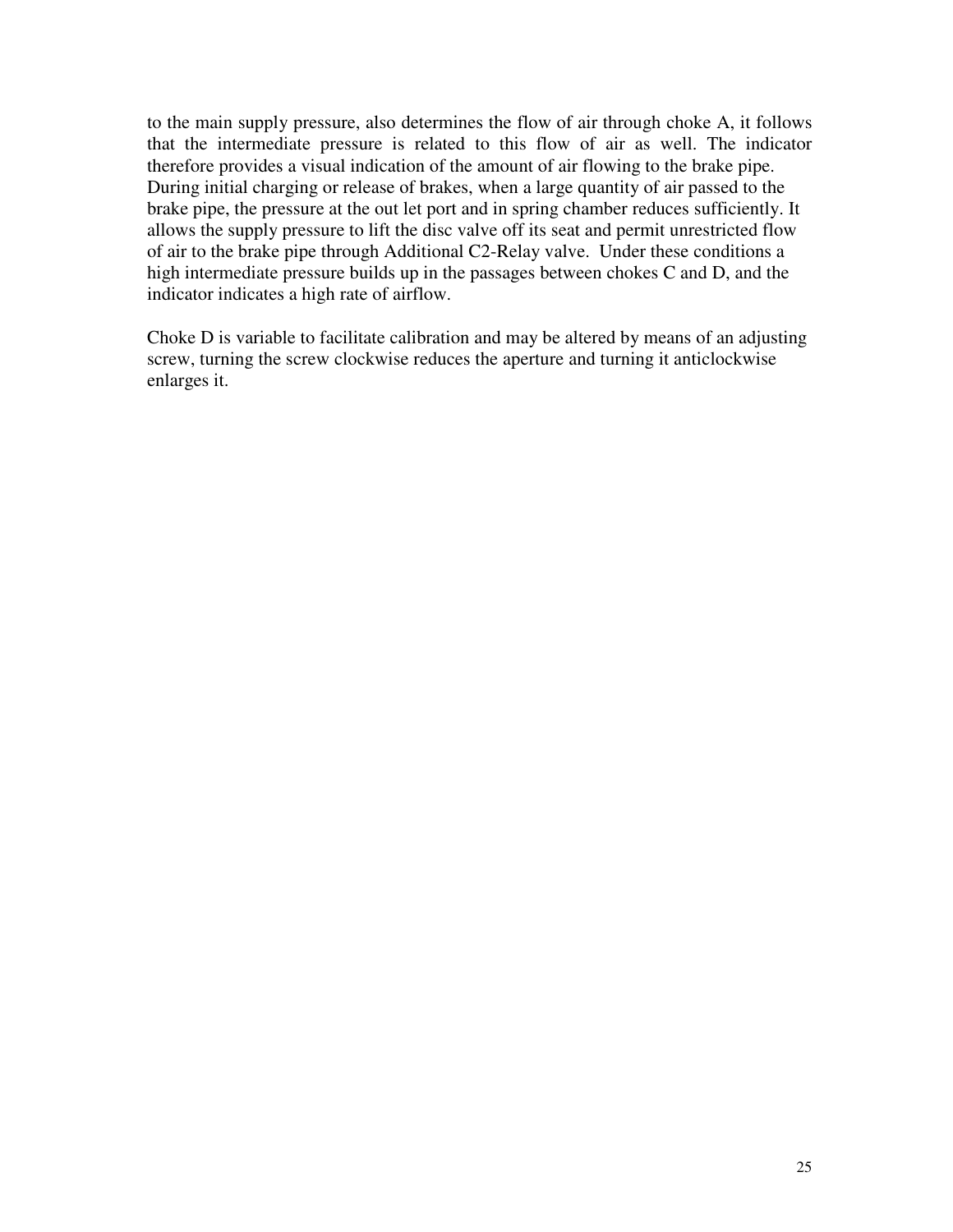to the main supply pressure, also determines the flow of air through choke A, it follows that the intermediate pressure is related to this flow of air as well. The indicator therefore provides a visual indication of the amount of air flowing to the brake pipe. During initial charging or release of brakes, when a large quantity of air passed to the brake pipe, the pressure at the out let port and in spring chamber reduces sufficiently. It allows the supply pressure to lift the disc valve off its seat and permit unrestricted flow of air to the brake pipe through Additional C2-Relay valve. Under these conditions a high intermediate pressure builds up in the passages between chokes C and D, and the indicator indicates a high rate of airflow.

Choke D is variable to facilitate calibration and may be altered by means of an adjusting screw, turning the screw clockwise reduces the aperture and turning it anticlockwise enlarges it.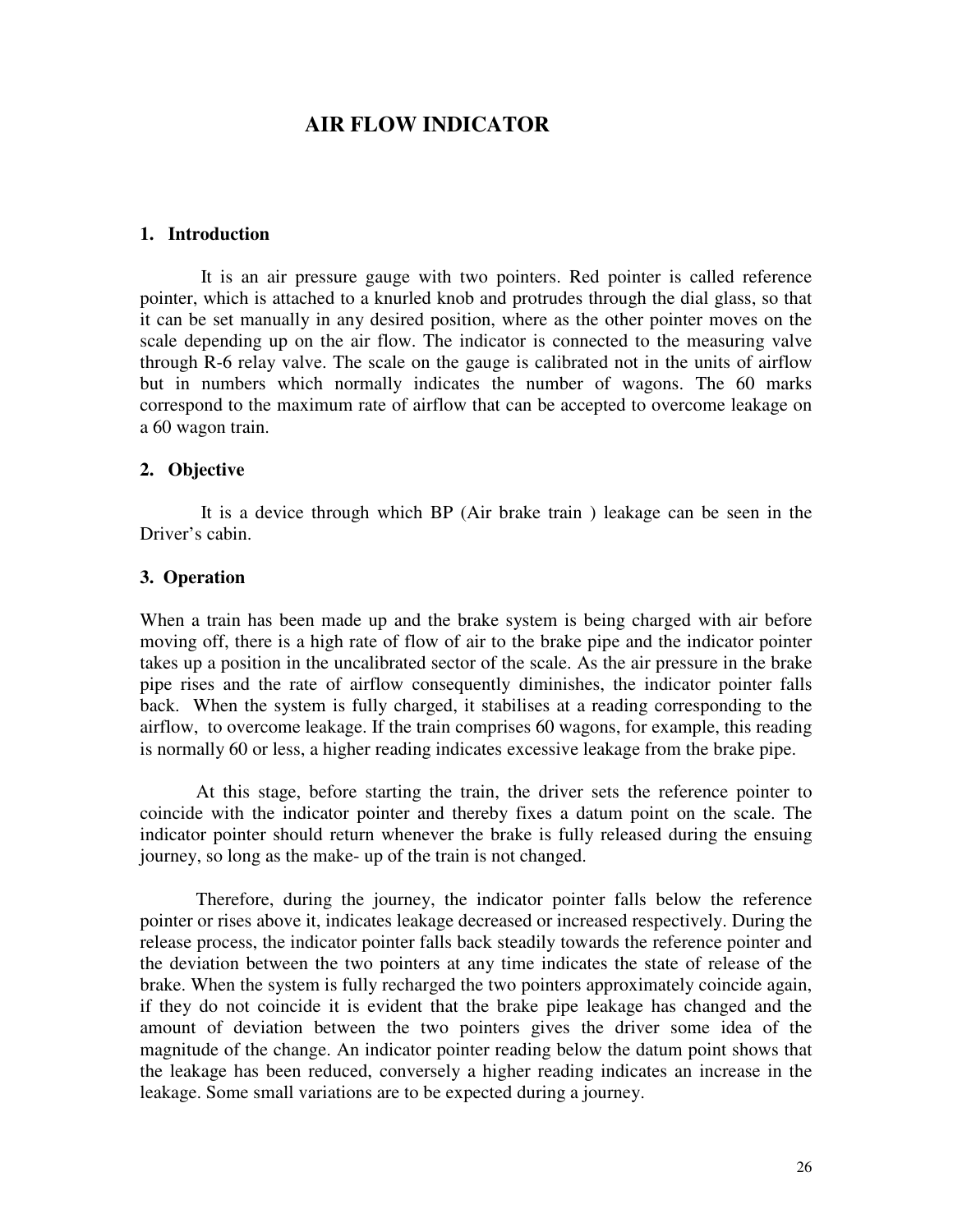# AIR FLOW INDICATOR

## 1. Introduction

It is an air pressure gauge with two pointers. Red pointer is called reference pointer, which is attached to a knurled knob and protrudes through the dial glass, so that it can be set manually in any desired position, where as the other pointer moves on the scale depending up on the air flow. The indicator is connected to the measuring valve through R-6 relay valve. The scale on the gauge is calibrated not in the units of airflow but in numbers which normally indicates the number of wagons. The 60 marks correspond to the maximum rate of airflow that can be accepted to overcome leakage on a 60 wagon train.

## 2. Objective

It is a device through which BP (Air brake train ) leakage can be seen in the Driver's cabin.

## 3. Operation

When a train has been made up and the brake system is being charged with air before moving off, there is a high rate of flow of air to the brake pipe and the indicator pointer takes up a position in the uncalibrated sector of the scale. As the air pressure in the brake pipe rises and the rate of airflow consequently diminishes, the indicator pointer falls back. When the system is fully charged, it stabilises at a reading corresponding to the airflow, to overcome leakage. If the train comprises 60 wagons, for example, this reading is normally 60 or less, a higher reading indicates excessive leakage from the brake pipe.

At this stage, before starting the train, the driver sets the reference pointer to coincide with the indicator pointer and thereby fixes a datum point on the scale. The indicator pointer should return whenever the brake is fully released during the ensuing journey, so long as the make- up of the train is not changed.

Therefore, during the journey, the indicator pointer falls below the reference pointer or rises above it, indicates leakage decreased or increased respectively. During the release process, the indicator pointer falls back steadily towards the reference pointer and the deviation between the two pointers at any time indicates the state of release of the brake. When the system is fully recharged the two pointers approximately coincide again, if they do not coincide it is evident that the brake pipe leakage has changed and the amount of deviation between the two pointers gives the driver some idea of the magnitude of the change. An indicator pointer reading below the datum point shows that the leakage has been reduced, conversely a higher reading indicates an increase in the leakage. Some small variations are to be expected during a journey.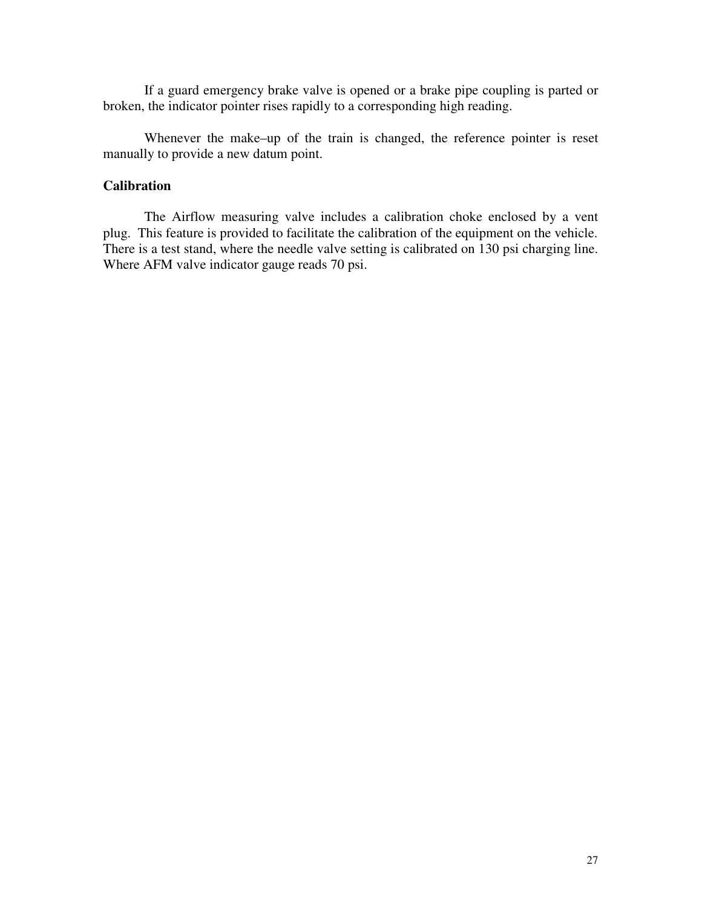If a guard emergency brake valve is opened or a brake pipe coupling is parted or broken, the indicator pointer rises rapidly to a corresponding high reading.

Whenever the make–up of the train is changed, the reference pointer is reset manually to provide a new datum point.

**Calibration**

The Airflow measuring valve includes a calibration choke enclosed by a vent plug. This feature is provided to facilitate the calibration of the equipment on the vehicle. There is a test stand, where the needle valve setting is calibrated on 130 psi charging line. Where AFM valve indicator gauge reads 70 psi.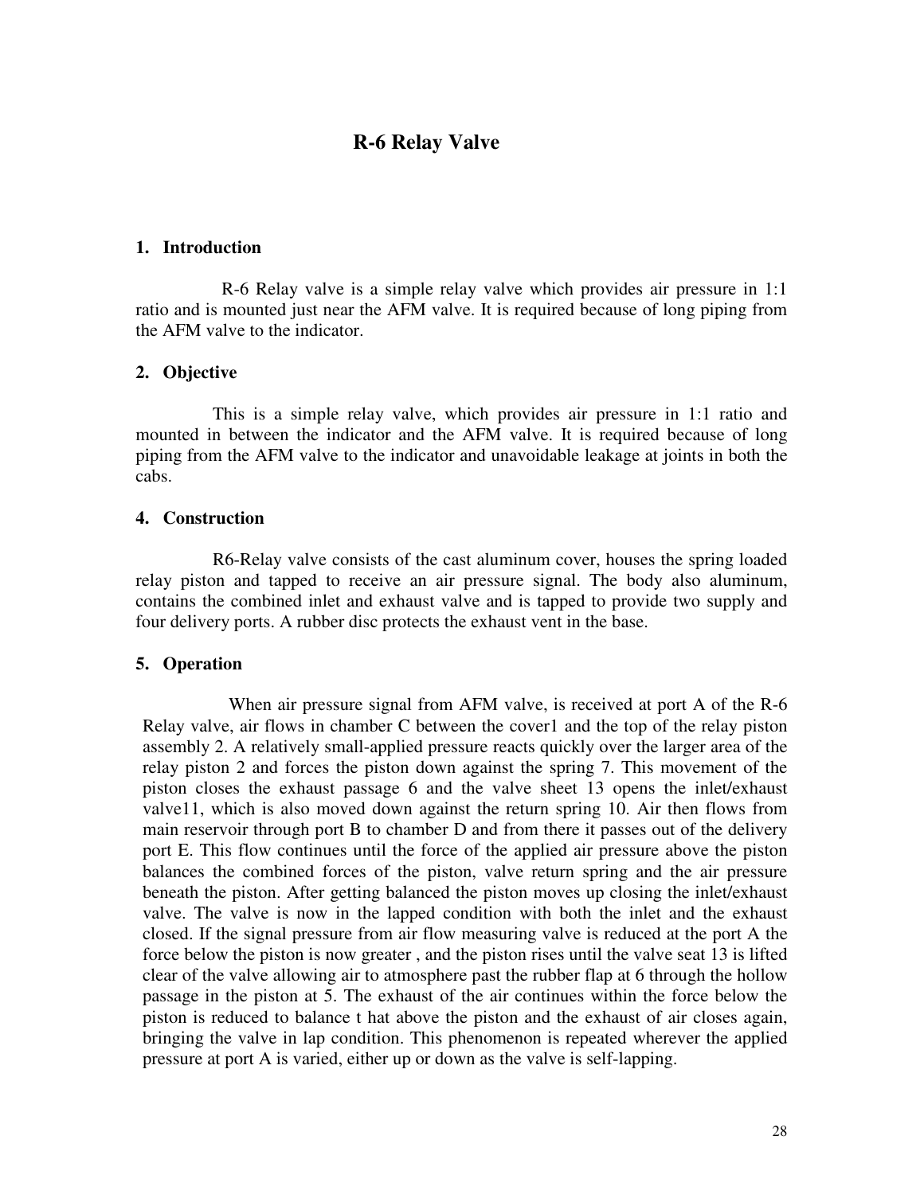# R-6 Relay Valve

## 1. Introduction

R-6 Relay valve is a simple relay valve which provides air pressure in 1:1 ratio and is mounted just near the AFM valve. It is required because of long piping from the AFM valve to the indicator.

## 2. Objective

This is a simple relay valve, which provides air pressure in 1:1 ratio and mounted in between the indicator and the AFM valve. It is required because of long piping from the AFM valve to the indicator and unavoidable leakage at joints in both the cabs.

## 4. Construction

R6-Relay valve consists of the cast aluminum cover, houses the spring loaded relay piston and tapped to receive an air pressure signal. The body also aluminum, contains the combined inlet and exhaust valve and is tapped to provide two supply and four delivery ports. A rubber disc protects the exhaust vent in the base.

## 5. Operation

When air pressure signal from AFM valve, is received at port A of the R-6 Relay valve, air flows in chamber C between the cover1 and the top of the relay piston assembly 2. A relatively small-applied pressure reacts quickly over the larger area of the relay piston 2 and forces the piston down against the spring 7. This movement of the piston closes the exhaust passage 6 and the valve sheet 13 opens the inlet/exhaust valve11, which is also moved down against the return spring 10. Air then flows from main reservoir through port B to chamber D and from there it passes out of the delivery port E. This flow continues until the force of the applied air pressure above the piston balances the combined forces of the piston, valve return spring and the air pressure beneath the piston. After getting balanced the piston moves up closing the inlet/exhaust valve. The valve is now in the lapped condition with both the inlet and the exhaust closed. If the signal pressure from air flow measuring valve is reduced at the port A the force below the piston is now greater , and the piston rises until the valve seat 13 is lifted clear of the valve allowing air to atmosphere past the rubber flap at 6 through the hollow passage in the piston at 5. The exhaust of the air continues within the force below the piston is reduced to balance t hat above the piston and the exhaust of air closes again, bringing the valve in lap condition. This phenomenon is repeated wherever the applied pressure at port A is varied, either up or down as the valve is self-lapping.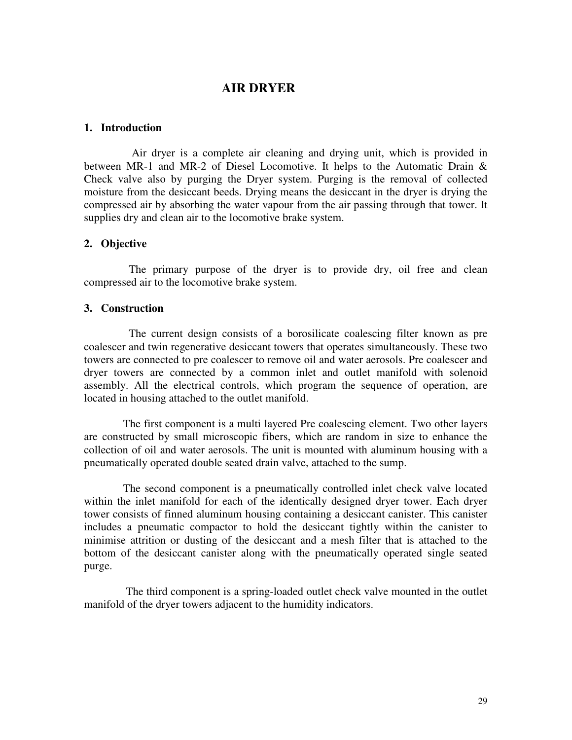# AIR DRYER

## 1. Introduction

Air dryer is a complete air cleaning and drying unit, which is provided in between MR-1 and MR-2 of Diesel Locomotive. It helps to the Automatic Drain & Check valve also by purging the Dryer system. Purging is the removal of collected moisture from the desiccant beeds. Drying means the desiccant in the dryer is drying the compressed air by absorbing the water vapour from the air passing through that tower. It supplies dry and clean air to the locomotive brake system.

## 2. Objective

The primary purpose of the dryer is to provide dry, oil free and clean compressed air to the locomotive brake system.

## 3. Construction

The current design consists of a borosilicate coalescing filter known as pre coalescer and twin regenerative desiccant towers that operates simultaneously. These two towers are connected to pre coalescer to remove oil and water aerosols. Pre coalescer and dryer towers are connected by a common inlet and outlet manifold with solenoid assembly. All the electrical controls, which program the sequence of operation, are located in housing attached to the outlet manifold.

The first component is a multi layered Pre coalescing element. Two other layers are constructed by small microscopic fibers, which are random in size to enhance the collection of oil and water aerosols. The unit is mounted with aluminum housing with a pneumatically operated double seated drain valve, attached to the sump.

The second component is a pneumatically controlled inlet check valve located within the inlet manifold for each of the identically designed dryer tower. Each dryer tower consists of finned aluminum housing containing a desiccant canister. This canister includes a pneumatic compactor to hold the desiccant tightly within the canister to minimise attrition or dusting of the desiccant and a mesh filter that is attached to the bottom of the desiccant canister along with the pneumatically operated single seated purge.

The third component is a spring-loaded outlet check valve mounted in the outlet manifold of the dryer towers adjacent to the humidity indicators.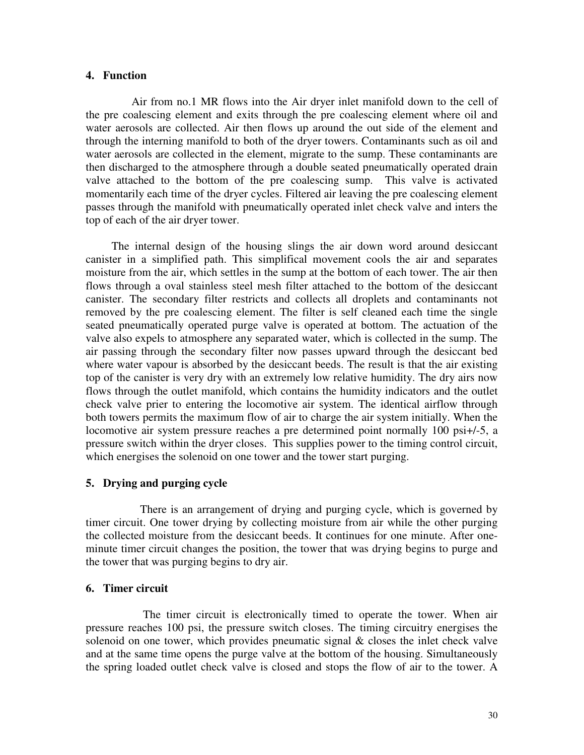## 4. Function

Air from no.1 MR flows into the Air dryer inlet manifold down to the cell of the pre coalescing element and exits through the pre coalescing element where oil and water aerosols are collected. Air then flows up around the out side of the element and through the interning manifold to both of the dryer towers. Contaminants such as oil and water aerosols are collected in the element, migrate to the sump. These contaminants are then discharged to the atmosphere through a double seated pneumatically operated drain valve attached to the bottom of the pre coalescing sump. This valve is activated momentarily each time of the dryer cycles. Filtered air leaving the pre coalescing element passes through the manifold with pneumatically operated inlet check valve and inters the top of each of the air dryer tower.

The internal design of the housing slings the air down word around desiccant canister in a simplified path. This simplifical movement cools the air and separates moisture from the air, which settles in the sump at the bottom of each tower. The air then flows through a oval stainless steel mesh filter attached to the bottom of the desiccant canister. The secondary filter restricts and collects all droplets and contaminants not removed by the pre coalescing element. The filter is self cleaned each time the single seated pneumatically operated purge valve is operated at bottom. The actuation of the valve also expels to atmosphere any separated water, which is collected in the sump. The air passing through the secondary filter now passes upward through the desiccant bed where water vapour is absorbed by the desiccant beeds. The result is that the air existing top of the canister is very dry with an extremely low relative humidity. The dry airs now flows through the outlet manifold, which contains the humidity indicators and the outlet check valve prier to entering the locomotive air system. The identical airflow through both towers permits the maximum flow of air to charge the air system initially. When the locomotive air system pressure reaches a pre determined point normally 100 psi+/-5, a pressure switch within the dryer closes. This supplies power to the timing control circuit, which energises the solenoid on one tower and the tower start purging.

## 5. Drying and purging cycle

There is an arrangement of drying and purging cycle, which is governed by timer circuit. One tower drying by collecting moisture from air while the other purging the collected moisture from the desiccant beeds. It continues for one minute. After one-minute timer circuit changes the position, the tower that was drying begins to purge and the tower that was purging begins to dry air.

## 6. Timer circuit

The timer circuit is electronically timed to operate the tower. When air pressure reaches 100 psi, the pressure switch closes. The timing circuitry energises the solenoid on one tower, which provides pneumatic signal & closes the inlet check valve and at the same time opens the purge valve at the bottom of the housing. Simultaneously the spring loaded outlet check valve is closed and stops the flow of air to the tower. A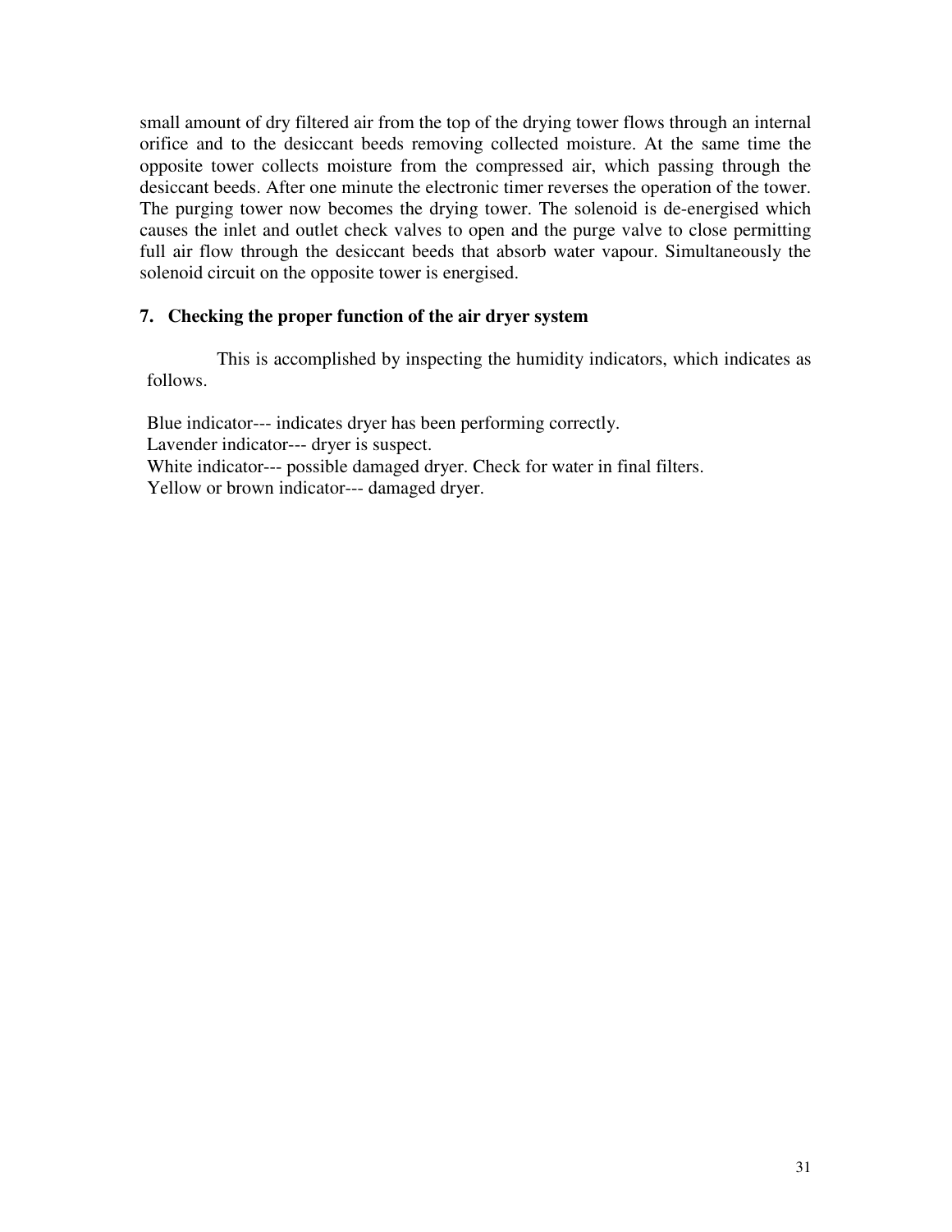small amount of dry filtered air from the top of the drying tower flows through an internal orifice and to the desiccant beeds removing collected moisture. At the same time the opposite tower collects moisture from the compressed air, which passing through the desiccant beeds. After one minute the electronic timer reverses the operation of the tower. The purging tower now becomes the drying tower. The solenoid is de-energised which causes the inlet and outlet check valves to open and the purge valve to close permitting full air flow through the desiccant beeds that absorb water vapour. Simultaneously the solenoid circuit on the opposite tower is energised.

### 7. Checking the proper function of the air dryer system

This is accomplished by inspecting the humidity indicators, which indicates as follows.

Blue indicator--- indicates dryer has been performing correctly.
Lavender indicator--- dryer is suspect.
White indicator--- possible damaged dryer. Check for water in final filters.
Yellow or brown indicator--- damaged dryer.